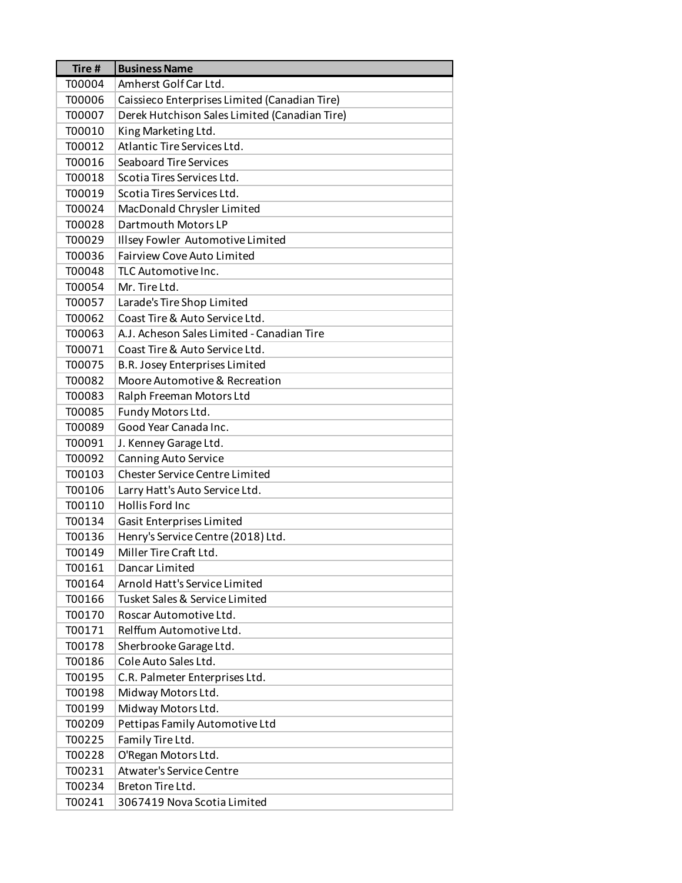| Tire # | Business Name |
|---|---|
| T00004 | Amherst Golf Car Ltd. |
| T00006 | Caissieco Enterprises Limited (Canadian Tire) |
| T00007 | Derek Hutchison Sales Limited (Canadian Tire) |
| T00010 | King Marketing Ltd. |
| T00012 | Atlantic Tire Services Ltd. |
| T00016 | Seaboard Tire Services |
| T00018 | Scotia Tires Services Ltd. |
| T00019 | Scotia Tires Services Ltd. |
| T00024 | MacDonald Chrysler Limited |
| T00028 | Dartmouth Motors LP |
| T00029 | Illsey Fowler Automotive Limited |
| T00036 | Fairview Cove Auto Limited |
| T00048 | TLC Automotive Inc. |
| T00054 | Mr. Tire Ltd. |
| T00057 | Larade's Tire Shop Limited |
| T00062 | Coast Tire & Auto Service Ltd. |
| T00063 | A.J. Acheson Sales Limited - Canadian Tire |
| T00071 | Coast Tire & Auto Service Ltd. |
| T00075 | B.R. Josey Enterprises Limited |
| T00082 | Moore Automotive & Recreation |
| T00083 | Ralph Freeman Motors Ltd |
| T00085 | Fundy Motors Ltd. |
| T00089 | Good Year Canada Inc. |
| T00091 | J. Kenney Garage Ltd. |
| T00092 | Canning Auto Service |
| T00103 | Chester Service Centre Limited |
| T00106 | Larry Hatt's Auto Service Ltd. |
| T00110 | Hollis Ford Inc |
| T00134 | Gasit Enterprises Limited |
| T00136 | Henry's Service Centre (2018) Ltd. |
| T00149 | Miller Tire Craft Ltd. |
| T00161 | Dancar Limited |
| T00164 | Arnold Hatt's Service Limited |
| T00166 | Tusket Sales & Service Limited |
| T00170 | Roscar Automotive Ltd. |
| T00171 | Relffum Automotive Ltd. |
| T00178 | Sherbrooke Garage Ltd. |
| T00186 | Cole Auto Sales Ltd. |
| T00195 | C.R. Palmeter Enterprises Ltd. |
| T00198 | Midway Motors Ltd. |
| T00199 | Midway Motors Ltd. |
| T00209 | Pettipas Family Automotive Ltd |
| T00225 | Family Tire Ltd. |
| T00228 | O'Regan Motors Ltd. |
| T00231 | Atwater's Service Centre |
| T00234 | Breton Tire Ltd. |
| T00241 | 3067419 Nova Scotia Limited |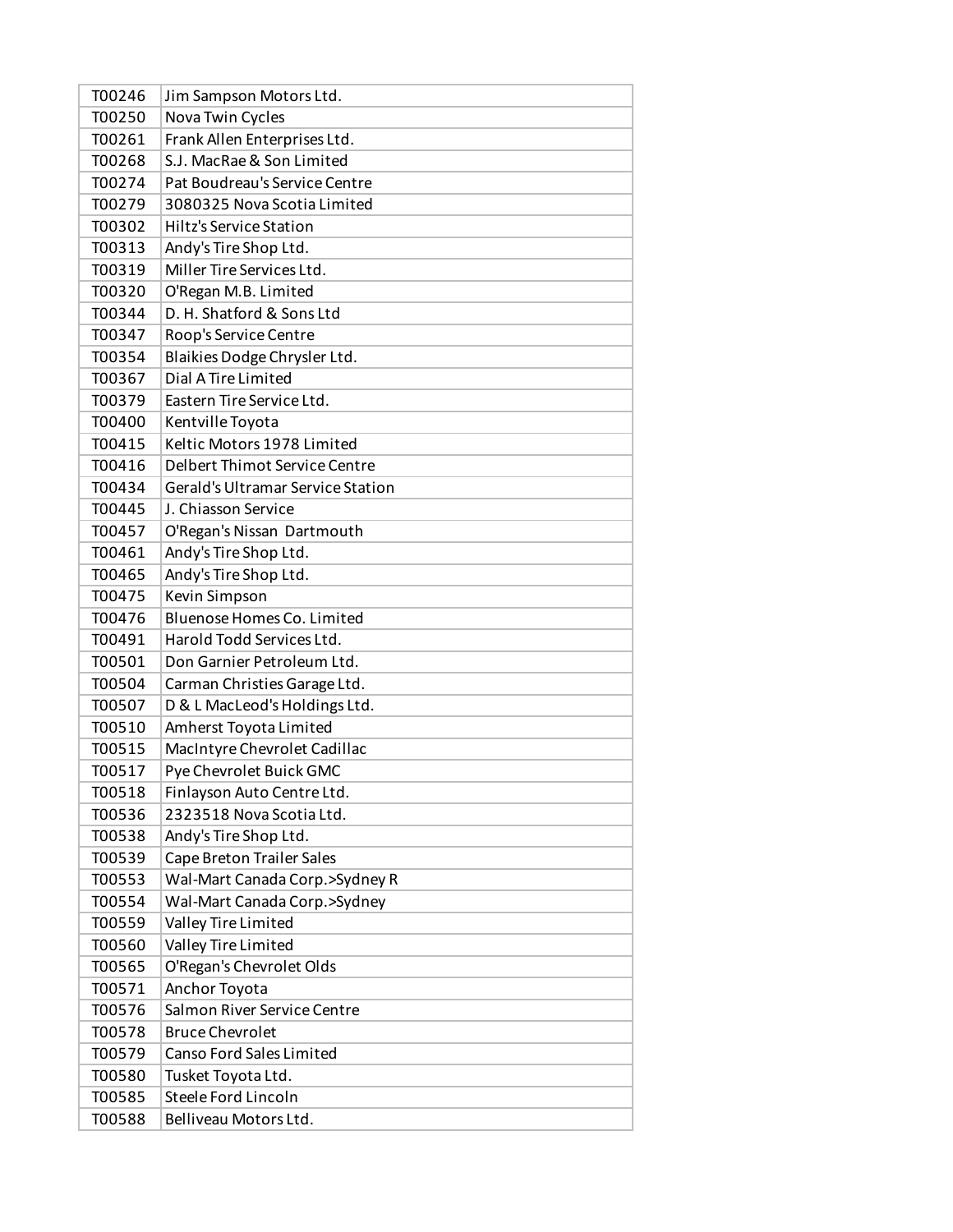| | |
|---|---|
| T00246 | Jim Sampson Motors Ltd. |
| T00250 | Nova Twin Cycles |
| T00261 | Frank Allen Enterprises Ltd. |
| T00268 | S.J. MacRae & Son Limited |
| T00274 | Pat Boudreau's Service Centre |
| T00279 | 3080325 Nova Scotia Limited |
| T00302 | Hiltz's Service Station |
| T00313 | Andy's Tire Shop Ltd. |
| T00319 | Miller Tire Services Ltd. |
| T00320 | O'Regan M.B. Limited |
| T00344 | D. H. Shatford & Sons Ltd |
| T00347 | Roop's Service Centre |
| T00354 | Blaikies Dodge Chrysler Ltd. |
| T00367 | Dial A Tire Limited |
| T00379 | Eastern Tire Service Ltd. |
| T00400 | Kentville Toyota |
| T00415 | Keltic Motors 1978 Limited |
| T00416 | Delbert Thimot Service Centre |
| T00434 | Gerald's Ultramar Service Station |
| T00445 | J. Chiasson Service |
| T00457 | O'Regan's Nissan Dartmouth |
| T00461 | Andy's Tire Shop Ltd. |
| T00465 | Andy's Tire Shop Ltd. |
| T00475 | Kevin Simpson |
| T00476 | Bluenose Homes Co. Limited |
| T00491 | Harold Todd Services Ltd. |
| T00501 | Don Garnier Petroleum Ltd. |
| T00504 | Carman Christies Garage Ltd. |
| T00507 | D & L MacLeod's Holdings Ltd. |
| T00510 | Amherst Toyota Limited |
| T00515 | MacIntyre Chevrolet Cadillac |
| T00517 | Pye Chevrolet Buick GMC |
| T00518 | Finlayson Auto Centre Ltd. |
| T00536 | 2323518 Nova Scotia Ltd. |
| T00538 | Andy's Tire Shop Ltd. |
| T00539 | Cape Breton Trailer Sales |
| T00553 | Wal-Mart Canada Corp.>Sydney R |
| T00554 | Wal-Mart Canada Corp.>Sydney |
| T00559 | Valley Tire Limited |
| T00560 | Valley Tire Limited |
| T00565 | O'Regan's Chevrolet Olds |
| T00571 | Anchor Toyota |
| T00576 | Salmon River Service Centre |
| T00578 | Bruce Chevrolet |
| T00579 | Canso Ford Sales Limited |
| T00580 | Tusket Toyota Ltd. |
| T00585 | Steele Ford Lincoln |
| T00588 | Belliveau Motors Ltd. |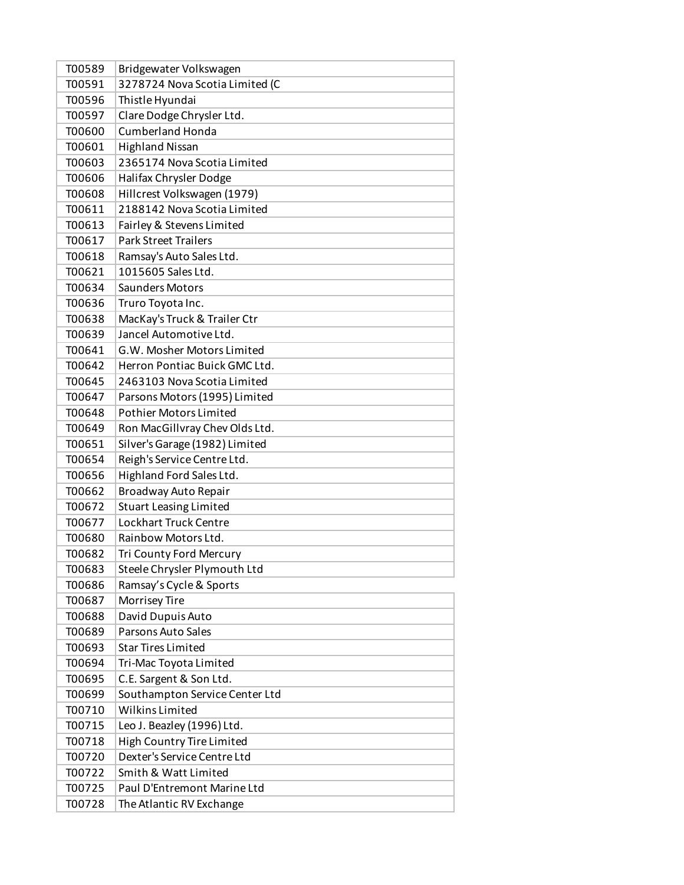| T00589 | Bridgewater Volkswagen |
|---|---|
| T00591 | 3278724 Nova Scotia Limited (C |
| T00596 | Thistle Hyundai |
| T00597 | Clare Dodge Chrysler Ltd. |
| T00600 | Cumberland Honda |
| T00601 | Highland Nissan |
| T00603 | 2365174 Nova Scotia Limited |
| T00606 | Halifax Chrysler Dodge |
| T00608 | Hillcrest Volkswagen (1979) |
| T00611 | 2188142 Nova Scotia Limited |
| T00613 | Fairley & Stevens Limited |
| T00617 | Park Street Trailers |
| T00618 | Ramsay's Auto Sales Ltd. |
| T00621 | 1015605 Sales Ltd. |
| T00634 | Saunders Motors |
| T00636 | Truro Toyota Inc. |
| T00638 | MacKay's Truck & Trailer Ctr |
| T00639 | Jancel Automotive Ltd. |
| T00641 | G.W. Mosher Motors Limited |
| T00642 | Herron Pontiac Buick GMC Ltd. |
| T00645 | 2463103 Nova Scotia Limited |
| T00647 | Parsons Motors (1995) Limited |
| T00648 | Pothier Motors Limited |
| T00649 | Ron MacGillvray Chev Olds Ltd. |
| T00651 | Silver's Garage (1982) Limited |
| T00654 | Reigh's Service Centre Ltd. |
| T00656 | Highland Ford Sales Ltd. |
| T00662 | Broadway Auto Repair |
| T00672 | Stuart Leasing Limited |
| T00677 | Lockhart Truck Centre |
| T00680 | Rainbow Motors Ltd. |
| T00682 | Tri County Ford Mercury |
| T00683 | Steele Chrysler Plymouth Ltd |
| T00686 | Ramsay’s Cycle & Sports |
| T00687 | Morrisey Tire |
| T00688 | David Dupuis Auto |
| T00689 | Parsons Auto Sales |
| T00693 | Star Tires Limited |
| T00694 | Tri-Mac Toyota Limited |
| T00695 | C.E. Sargent & Son Ltd. |
| T00699 | Southampton Service Center Ltd |
| T00710 | Wilkins Limited |
| T00715 | Leo J. Beazley (1996) Ltd. |
| T00718 | High Country Tire Limited |
| T00720 | Dexter's Service Centre Ltd |
| T00722 | Smith & Watt Limited |
| T00725 | Paul D'Entremont Marine Ltd |
| T00728 | The Atlantic RV Exchange |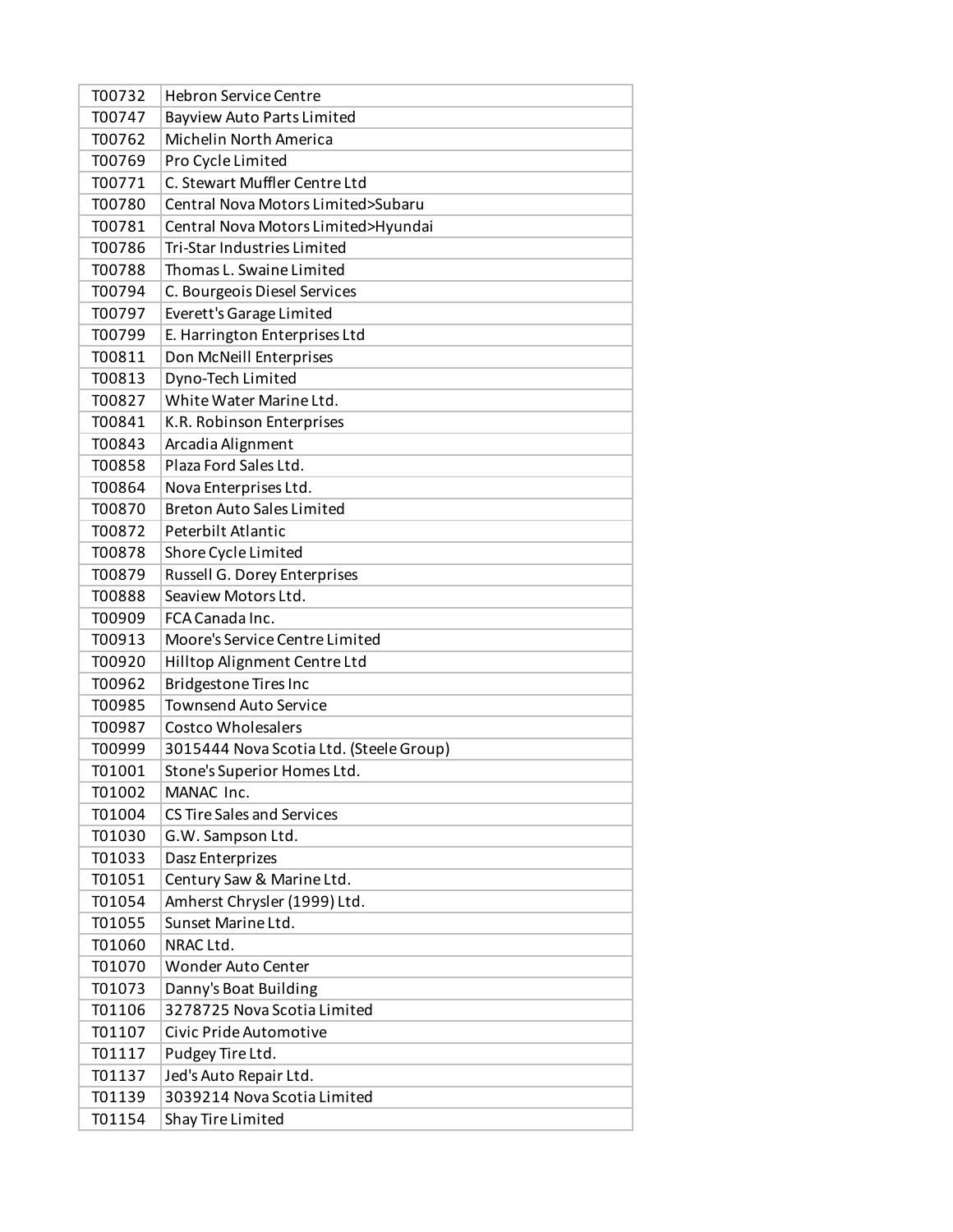| | |
|---|---|
| T00732 | Hebron Service Centre |
| T00747 | Bayview Auto Parts Limited |
| T00762 | Michelin North America |
| T00769 | Pro Cycle Limited |
| T00771 | C. Stewart Muffler Centre Ltd |
| T00780 | Central Nova Motors Limited>Subaru |
| T00781 | Central Nova Motors Limited>Hyundai |
| T00786 | Tri-Star Industries Limited |
| T00788 | Thomas L. Swaine Limited |
| T00794 | C. Bourgeois Diesel Services |
| T00797 | Everett's Garage Limited |
| T00799 | E. Harrington Enterprises Ltd |
| T00811 | Don McNeill Enterprises |
| T00813 | Dyno-Tech Limited |
| T00827 | White Water Marine Ltd. |
| T00841 | K.R. Robinson Enterprises |
| T00843 | Arcadia Alignment |
| T00858 | Plaza Ford Sales Ltd. |
| T00864 | Nova Enterprises Ltd. |
| T00870 | Breton Auto Sales Limited |
| T00872 | Peterbilt Atlantic |
| T00878 | Shore Cycle Limited |
| T00879 | Russell G. Dorey Enterprises |
| T00888 | Seaview Motors Ltd. |
| T00909 | FCA Canada Inc. |
| T00913 | Moore's Service Centre Limited |
| T00920 | Hilltop Alignment Centre Ltd |
| T00962 | Bridgestone Tires Inc |
| T00985 | Townsend Auto Service |
| T00987 | Costco Wholesalers |
| T00999 | 3015444 Nova Scotia Ltd. (Steele Group) |
| T01001 | Stone's Superior Homes Ltd. |
| T01002 | MANAC Inc. |
| T01004 | CS Tire Sales and Services |
| T01030 | G.W. Sampson Ltd. |
| T01033 | Dasz Enterprizes |
| T01051 | Century Saw & Marine Ltd. |
| T01054 | Amherst Chrysler (1999) Ltd. |
| T01055 | Sunset Marine Ltd. |
| T01060 | NRAC Ltd. |
| T01070 | Wonder Auto Center |
| T01073 | Danny's Boat Building |
| T01106 | 3278725 Nova Scotia Limited |
| T01107 | Civic Pride Automotive |
| T01117 | Pudgey Tire Ltd. |
| T01137 | Jed's Auto Repair Ltd. |
| T01139 | 3039214 Nova Scotia Limited |
| T01154 | Shay Tire Limited |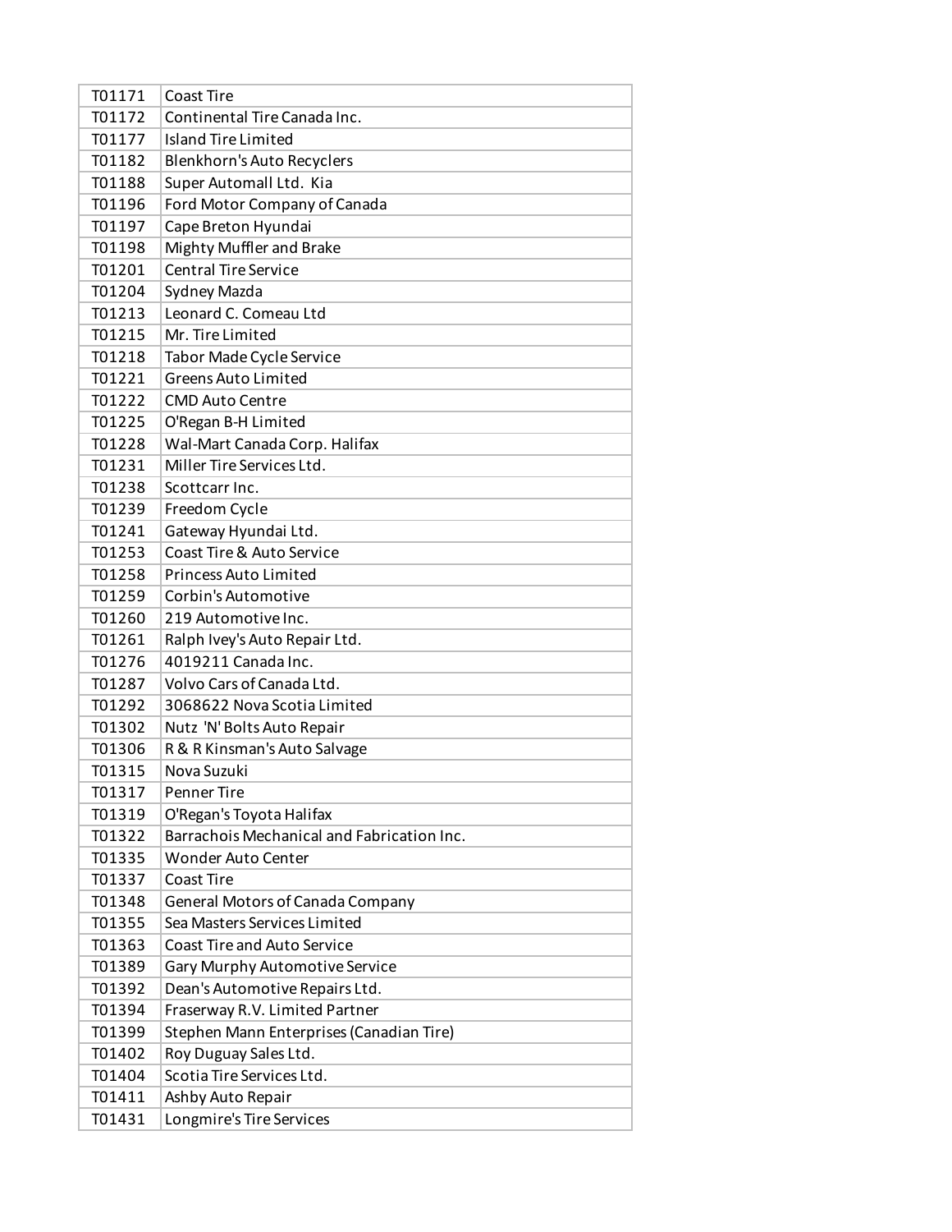| | |
|---|---|
| T01171 | Coast Tire |
| T01172 | Continental Tire Canada Inc. |
| T01177 | Island Tire Limited |
| T01182 | Blenkhorn's Auto Recyclers |
| T01188 | Super Automall Ltd. Kia |
| T01196 | Ford Motor Company of Canada |
| T01197 | Cape Breton Hyundai |
| T01198 | Mighty Muffler and Brake |
| T01201 | Central Tire Service |
| T01204 | Sydney Mazda |
| T01213 | Leonard C. Comeau Ltd |
| T01215 | Mr. Tire Limited |
| T01218 | Tabor Made Cycle Service |
| T01221 | Greens Auto Limited |
| T01222 | CMD Auto Centre |
| T01225 | O'Regan B-H Limited |
| T01228 | Wal-Mart Canada Corp. Halifax |
| T01231 | Miller Tire Services Ltd. |
| T01238 | Scottcarr Inc. |
| T01239 | Freedom Cycle |
| T01241 | Gateway Hyundai Ltd. |
| T01253 | Coast Tire & Auto Service |
| T01258 | Princess Auto Limited |
| T01259 | Corbin's Automotive |
| T01260 | 219 Automotive Inc. |
| T01261 | Ralph Ivey's Auto Repair Ltd. |
| T01276 | 4019211 Canada Inc. |
| T01287 | Volvo Cars of Canada Ltd. |
| T01292 | 3068622 Nova Scotia Limited |
| T01302 | Nutz 'N' Bolts Auto Repair |
| T01306 | R & R Kinsman's Auto Salvage |
| T01315 | Nova Suzuki |
| T01317 | Penner Tire |
| T01319 | O'Regan's Toyota Halifax |
| T01322 | Barrachois Mechanical and Fabrication Inc. |
| T01335 | Wonder Auto Center |
| T01337 | Coast Tire |
| T01348 | General Motors of Canada Company |
| T01355 | Sea Masters Services Limited |
| T01363 | Coast Tire and Auto Service |
| T01389 | Gary Murphy Automotive Service |
| T01392 | Dean's Automotive Repairs Ltd. |
| T01394 | Fraserway R.V. Limited Partner |
| T01399 | Stephen Mann Enterprises (Canadian Tire) |
| T01402 | Roy Duguay Sales Ltd. |
| T01404 | Scotia Tire Services Ltd. |
| T01411 | Ashby Auto Repair |
| T01431 | Longmire's Tire Services |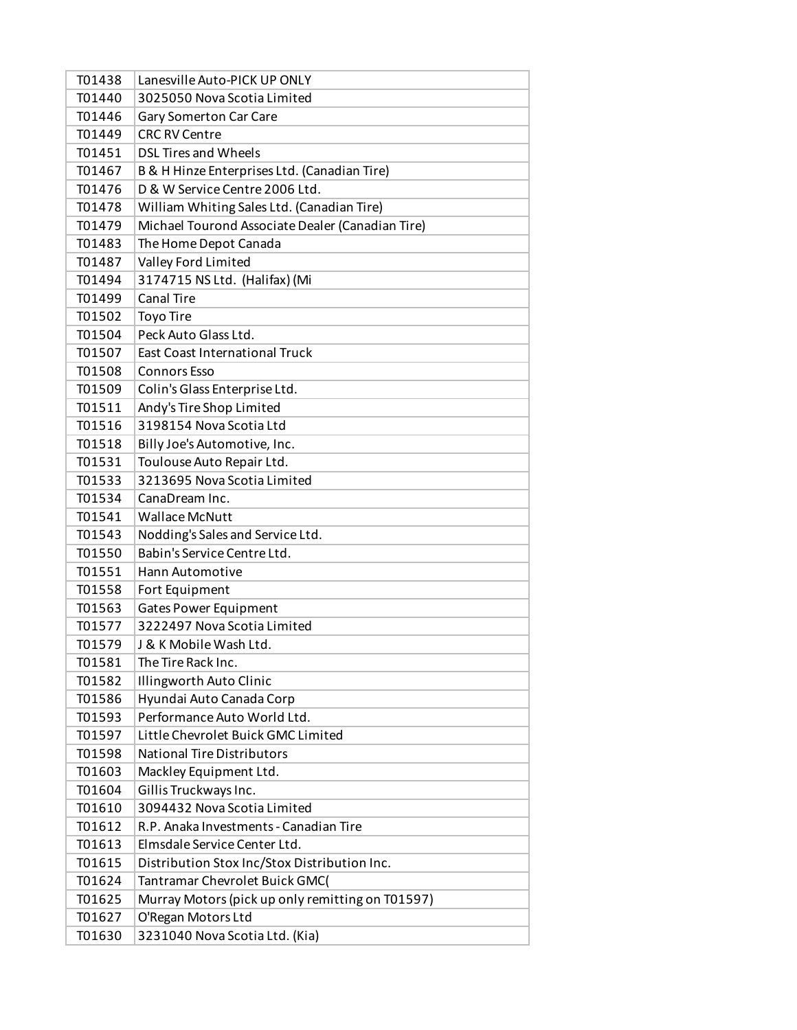| | |
|---|---|
| T01438 | Lanesville Auto-PICK UP ONLY |
| T01440 | 3025050 Nova Scotia Limited |
| T01446 | Gary Somerton Car Care |
| T01449 | CRC RV Centre |
| T01451 | DSL Tires and Wheels |
| T01467 | B & H Hinze Enterprises Ltd. (Canadian Tire) |
| T01476 | D & W Service Centre 2006 Ltd. |
| T01478 | William Whiting Sales Ltd. (Canadian Tire) |
| T01479 | Michael Tourond Associate Dealer (Canadian Tire) |
| T01483 | The Home Depot Canada |
| T01487 | Valley Ford Limited |
| T01494 | 3174715 NS Ltd. (Halifax) (Mi |
| T01499 | Canal Tire |
| T01502 | Toyo Tire |
| T01504 | Peck Auto Glass Ltd. |
| T01507 | East Coast International Truck |
| T01508 | Connors Esso |
| T01509 | Colin's Glass Enterprise Ltd. |
| T01511 | Andy's Tire Shop Limited |
| T01516 | 3198154 Nova Scotia Ltd |
| T01518 | Billy Joe's Automotive, Inc. |
| T01531 | Toulouse Auto Repair Ltd. |
| T01533 | 3213695 Nova Scotia Limited |
| T01534 | CanaDream Inc. |
| T01541 | Wallace McNutt |
| T01543 | Nodding's Sales and Service Ltd. |
| T01550 | Babin's Service Centre Ltd. |
| T01551 | Hann Automotive |
| T01558 | Fort Equipment |
| T01563 | Gates Power Equipment |
| T01577 | 3222497 Nova Scotia Limited |
| T01579 | J & K Mobile Wash Ltd. |
| T01581 | The Tire Rack Inc. |
| T01582 | Illingworth Auto Clinic |
| T01586 | Hyundai Auto Canada Corp |
| T01593 | Performance Auto World Ltd. |
| T01597 | Little Chevrolet Buick GMC Limited |
| T01598 | National Tire Distributors |
| T01603 | Mackley Equipment Ltd. |
| T01604 | Gillis Truckways Inc. |
| T01610 | 3094432 Nova Scotia Limited |
| T01612 | R.P. Anaka Investments - Canadian Tire |
| T01613 | Elmsdale Service Center Ltd. |
| T01615 | Distribution Stox Inc/Stox Distribution Inc. |
| T01624 | Tantramar Chevrolet Buick GMC( |
| T01625 | Murray Motors (pick up only remitting on T01597) |
| T01627 | O'Regan Motors Ltd |
| T01630 | 3231040 Nova Scotia Ltd. (Kia) |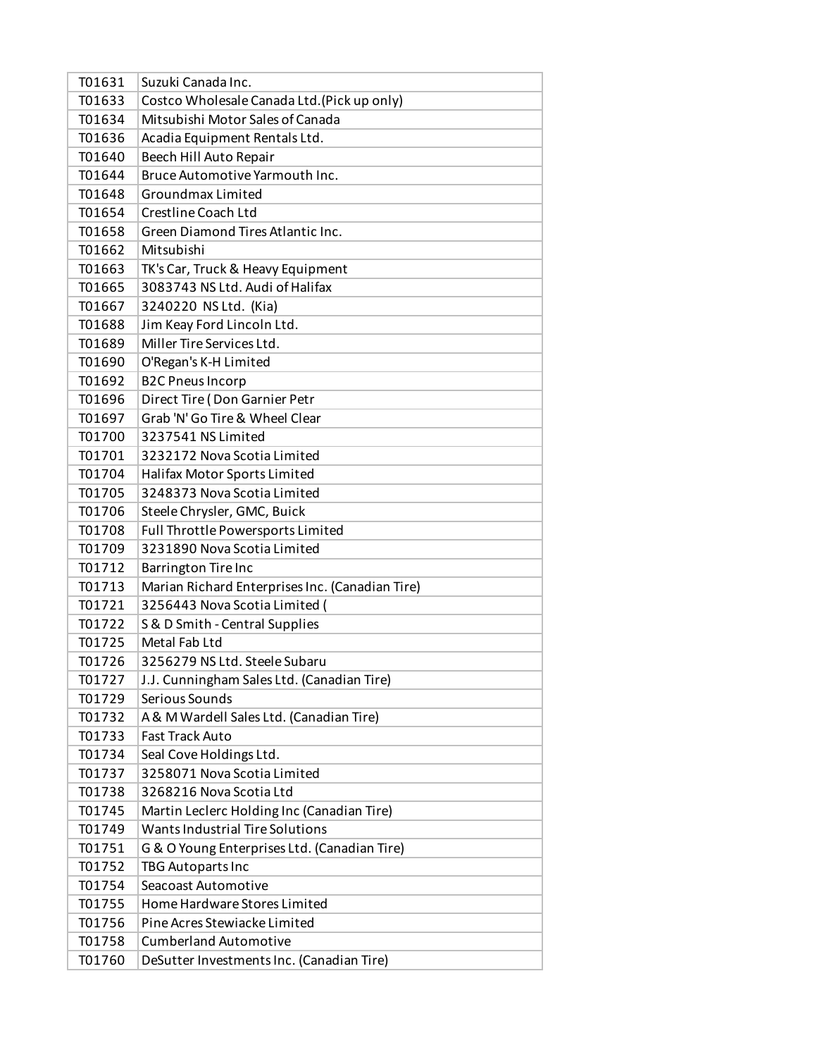| T01631 | Suzuki Canada Inc. |
|---|---|
| T01633 | Costco Wholesale Canada Ltd.(Pick up only) |
| T01634 | Mitsubishi Motor Sales of Canada |
| T01636 | Acadia Equipment Rentals Ltd. |
| T01640 | Beech Hill Auto Repair |
| T01644 | Bruce Automotive Yarmouth Inc. |
| T01648 | Groundmax Limited |
| T01654 | Crestline Coach Ltd |
| T01658 | Green Diamond Tires Atlantic Inc. |
| T01662 | Mitsubishi |
| T01663 | TK's Car, Truck & Heavy Equipment |
| T01665 | 3083743 NS Ltd. Audi of Halifax |
| T01667 | 3240220 NS Ltd. (Kia) |
| T01688 | Jim Keay Ford Lincoln Ltd. |
| T01689 | Miller Tire Services Ltd. |
| T01690 | O'Regan's K-H Limited |
| T01692 | B2C Pneus Incorp |
| T01696 | Direct Tire ( Don Garnier Petr |
| T01697 | Grab 'N' Go Tire & Wheel Clear |
| T01700 | 3237541 NS Limited |
| T01701 | 3232172 Nova Scotia Limited |
| T01704 | Halifax Motor Sports Limited |
| T01705 | 3248373 Nova Scotia Limited |
| T01706 | Steele Chrysler, GMC, Buick |
| T01708 | Full Throttle Powersports Limited |
| T01709 | 3231890 Nova Scotia Limited |
| T01712 | Barrington Tire Inc |
| T01713 | Marian Richard Enterprises Inc. (Canadian Tire) |
| T01721 | 3256443 Nova Scotia Limited ( |
| T01722 | S & D Smith - Central Supplies |
| T01725 | Metal Fab Ltd |
| T01726 | 3256279 NS Ltd. Steele Subaru |
| T01727 | J.J. Cunningham Sales Ltd. (Canadian Tire) |
| T01729 | Serious Sounds |
| T01732 | A & M Wardell Sales Ltd. (Canadian Tire) |
| T01733 | Fast Track Auto |
| T01734 | Seal Cove Holdings Ltd. |
| T01737 | 3258071 Nova Scotia Limited |
| T01738 | 3268216 Nova Scotia Ltd |
| T01745 | Martin Leclerc Holding Inc (Canadian Tire) |
| T01749 | Wants Industrial Tire Solutions |
| T01751 | G & O Young Enterprises Ltd. (Canadian Tire) |
| T01752 | TBG Autoparts Inc |
| T01754 | Seacoast Automotive |
| T01755 | Home Hardware Stores Limited |
| T01756 | Pine Acres Stewiacke Limited |
| T01758 | Cumberland Automotive |
| T01760 | DeSutter Investments Inc. (Canadian Tire) |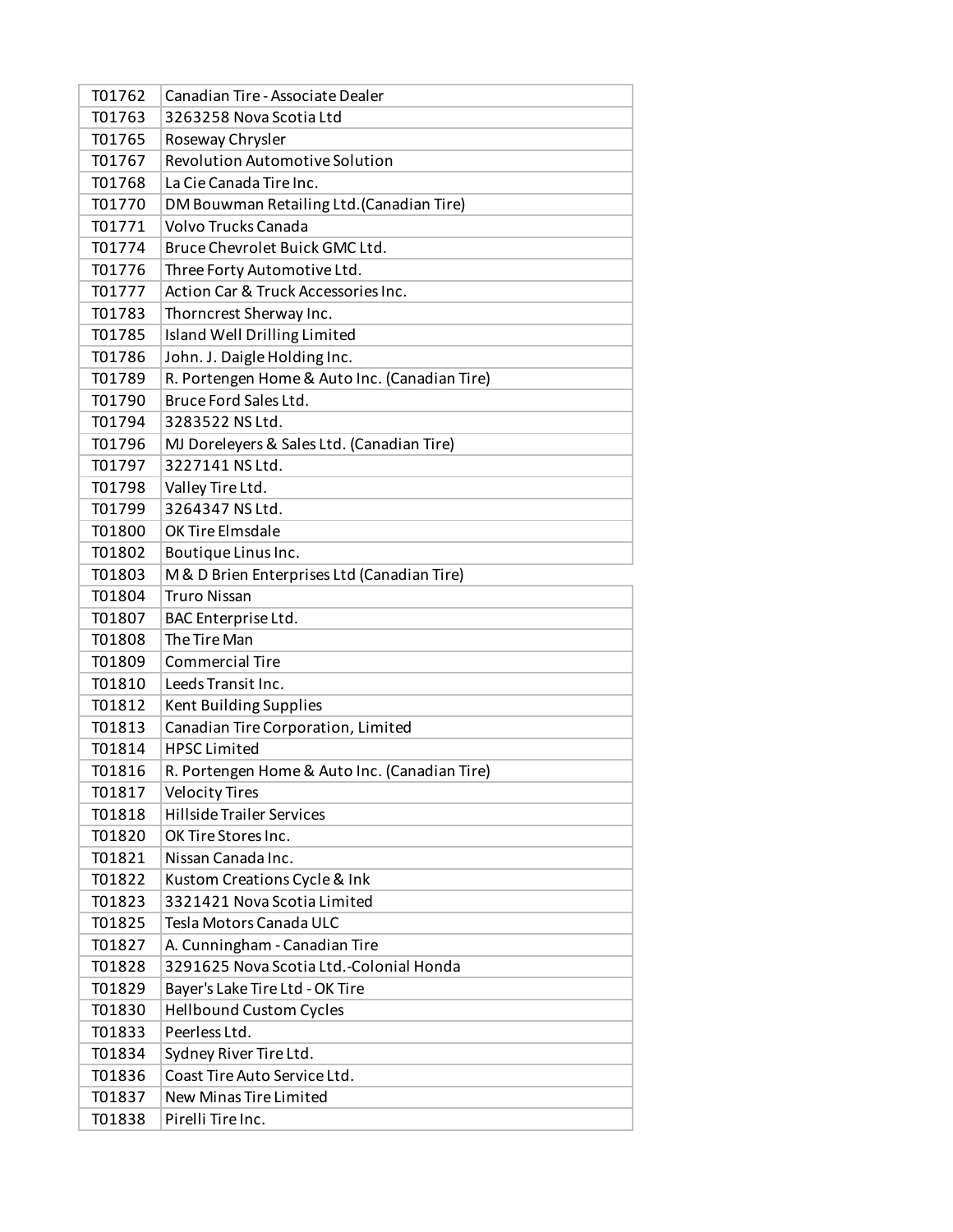| | |
|---|---|
| T01762 | Canadian Tire - Associate Dealer |
| T01763 | 3263258 Nova Scotia Ltd |
| T01765 | Roseway Chrysler |
| T01767 | Revolution Automotive Solution |
| T01768 | La Cie Canada Tire Inc. |
| T01770 | DM Bouwman Retailing Ltd.(Canadian Tire) |
| T01771 | Volvo Trucks Canada |
| T01774 | Bruce Chevrolet Buick GMC Ltd. |
| T01776 | Three Forty Automotive Ltd. |
| T01777 | Action Car & Truck Accessories Inc. |
| T01783 | Thorncrest Sherway Inc. |
| T01785 | Island Well Drilling Limited |
| T01786 | John. J. Daigle Holding Inc. |
| T01789 | R. Portengen Home & Auto Inc. (Canadian Tire) |
| T01790 | Bruce Ford Sales Ltd. |
| T01794 | 3283522 NS Ltd. |
| T01796 | MJ Doreleyers & Sales Ltd. (Canadian Tire) |
| T01797 | 3227141 NS Ltd. |
| T01798 | Valley Tire Ltd. |
| T01799 | 3264347 NS Ltd. |
| T01800 | OK Tire Elmsdale |
| T01802 | Boutique Linus Inc. |
| T01803 | M & D Brien Enterprises Ltd (Canadian Tire) |
| T01804 | Truro Nissan |
| T01807 | BAC Enterprise Ltd. |
| T01808 | The Tire Man |
| T01809 | Commercial Tire |
| T01810 | Leeds Transit Inc. |
| T01812 | Kent Building Supplies |
| T01813 | Canadian Tire Corporation, Limited |
| T01814 | HPSC Limited |
| T01816 | R. Portengen Home & Auto Inc. (Canadian Tire) |
| T01817 | Velocity Tires |
| T01818 | Hillside Trailer Services |
| T01820 | OK Tire Stores Inc. |
| T01821 | Nissan Canada Inc. |
| T01822 | Kustom Creations Cycle & Ink |
| T01823 | 3321421 Nova Scotia Limited |
| T01825 | Tesla Motors Canada ULC |
| T01827 | A. Cunningham - Canadian Tire |
| T01828 | 3291625 Nova Scotia Ltd.-Colonial Honda |
| T01829 | Bayer's Lake Tire Ltd - OK Tire |
| T01830 | Hellbound Custom Cycles |
| T01833 | Peerless Ltd. |
| T01834 | Sydney River Tire Ltd. |
| T01836 | Coast Tire Auto Service Ltd. |
| T01837 | New Minas Tire Limited |
| T01838 | Pirelli Tire Inc. |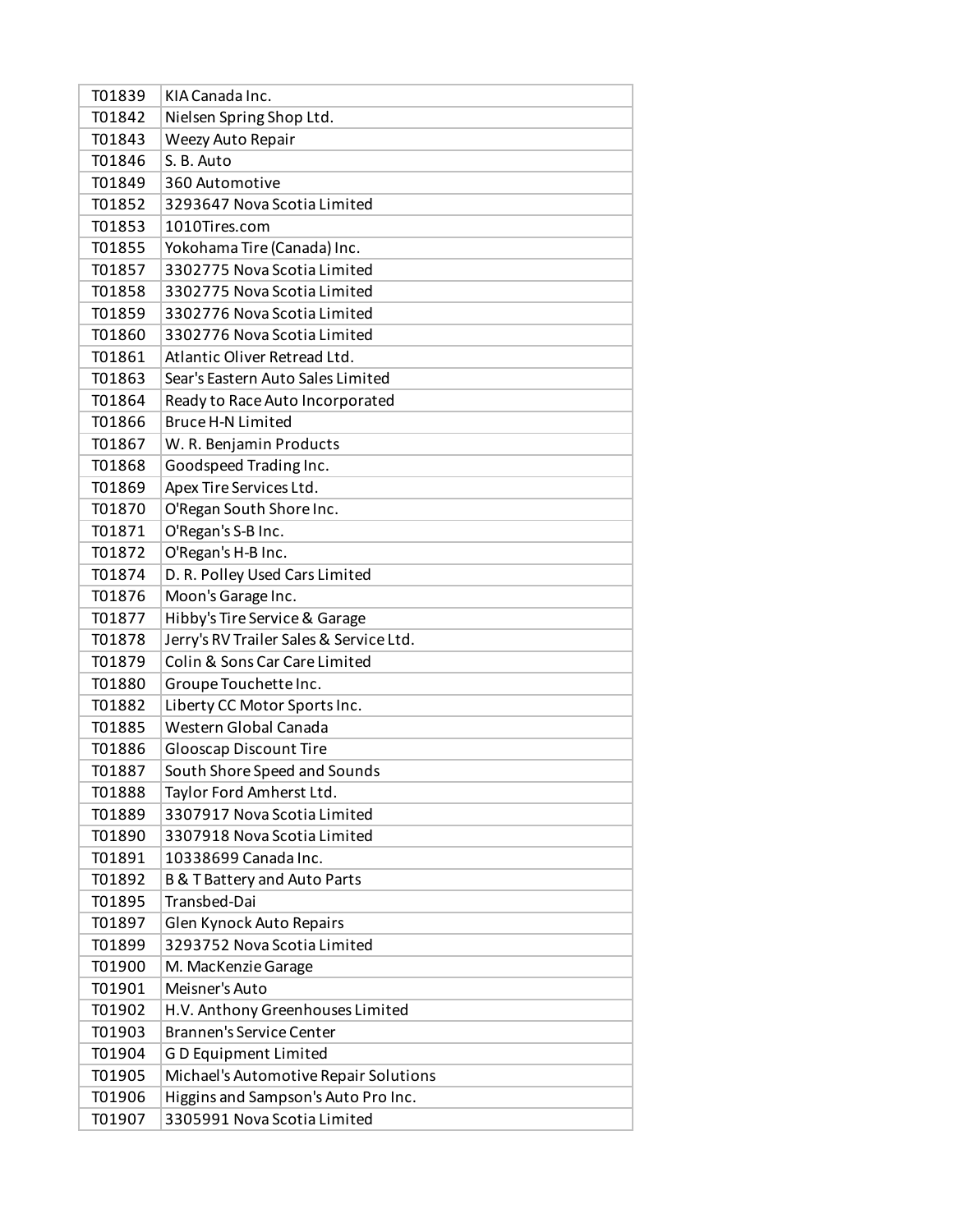| | |
|---|---|
| T01839 | KIA Canada Inc. |
| T01842 | Nielsen Spring Shop Ltd. |
| T01843 | Weezy Auto Repair |
| T01846 | S. B. Auto |
| T01849 | 360 Automotive |
| T01852 | 3293647 Nova Scotia Limited |
| T01853 | 1010Tires.com |
| T01855 | Yokohama Tire (Canada) Inc. |
| T01857 | 3302775 Nova Scotia Limited |
| T01858 | 3302775 Nova Scotia Limited |
| T01859 | 3302776 Nova Scotia Limited |
| T01860 | 3302776 Nova Scotia Limited |
| T01861 | Atlantic Oliver Retread Ltd. |
| T01863 | Sear's Eastern Auto Sales Limited |
| T01864 | Ready to Race Auto Incorporated |
| T01866 | Bruce H-N Limited |
| T01867 | W. R. Benjamin Products |
| T01868 | Goodspeed Trading Inc. |
| T01869 | Apex Tire Services Ltd. |
| T01870 | O'Regan South Shore Inc. |
| T01871 | O'Regan's S-B Inc. |
| T01872 | O'Regan's H-B Inc. |
| T01874 | D. R. Polley Used Cars Limited |
| T01876 | Moon's Garage Inc. |
| T01877 | Hibby's Tire Service & Garage |
| T01878 | Jerry's RV Trailer Sales & Service Ltd. |
| T01879 | Colin & Sons Car Care Limited |
| T01880 | Groupe Touchette Inc. |
| T01882 | Liberty CC Motor Sports Inc. |
| T01885 | Western Global Canada |
| T01886 | Glooscap Discount Tire |
| T01887 | South Shore Speed and Sounds |
| T01888 | Taylor Ford Amherst Ltd. |
| T01889 | 3307917 Nova Scotia Limited |
| T01890 | 3307918 Nova Scotia Limited |
| T01891 | 10338699 Canada Inc. |
| T01892 | B & T Battery and Auto Parts |
| T01895 | Transbed-Dai |
| T01897 | Glen Kynock Auto Repairs |
| T01899 | 3293752 Nova Scotia Limited |
| T01900 | M. MacKenzie Garage |
| T01901 | Meisner's Auto |
| T01902 | H.V. Anthony Greenhouses Limited |
| T01903 | Brannen's Service Center |
| T01904 | G D Equipment Limited |
| T01905 | Michael's Automotive Repair Solutions |
| T01906 | Higgins and Sampson's Auto Pro Inc. |
| T01907 | 3305991 Nova Scotia Limited |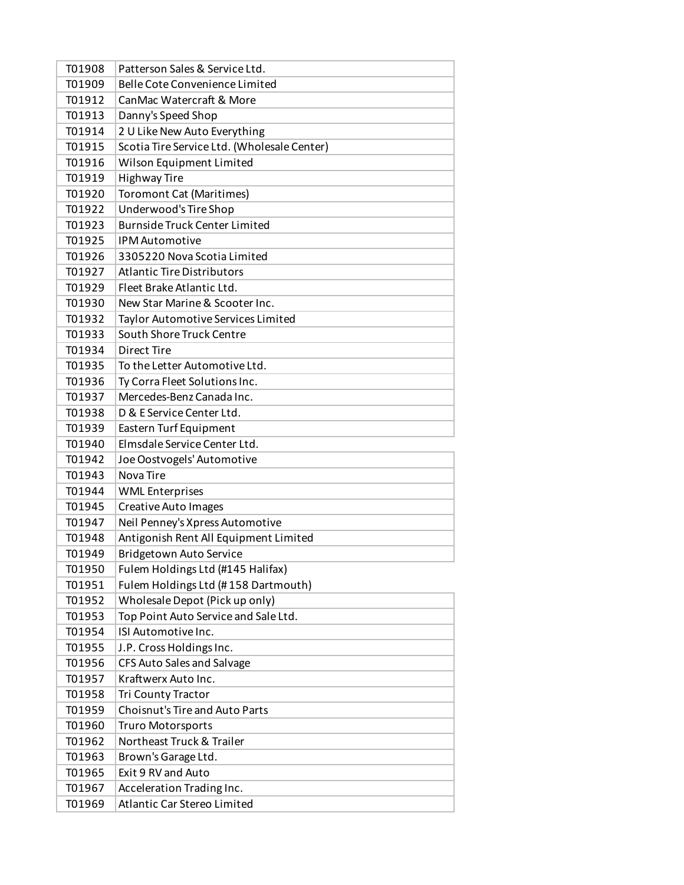| | |
|---|---|
| T01908 | Patterson Sales & Service Ltd. |
| T01909 | Belle Cote Convenience Limited |
| T01912 | CanMac Watercraft & More |
| T01913 | Danny's Speed Shop |
| T01914 | 2 U Like New Auto Everything |
| T01915 | Scotia Tire Service Ltd. (Wholesale Center) |
| T01916 | Wilson Equipment Limited |
| T01919 | Highway Tire |
| T01920 | Toromont Cat (Maritimes) |
| T01922 | Underwood's Tire Shop |
| T01923 | Burnside Truck Center Limited |
| T01925 | IPM Automotive |
| T01926 | 3305220 Nova Scotia Limited |
| T01927 | Atlantic Tire Distributors |
| T01929 | Fleet Brake Atlantic Ltd. |
| T01930 | New Star Marine & Scooter Inc. |
| T01932 | Taylor Automotive Services Limited |
| T01933 | South Shore Truck Centre |
| T01934 | Direct Tire |
| T01935 | To the Letter Automotive Ltd. |
| T01936 | Ty Corra Fleet Solutions Inc. |
| T01937 | Mercedes-Benz Canada Inc. |
| T01938 | D & E Service Center Ltd. |
| T01939 | Eastern Turf Equipment |
| T01940 | Elmsdale Service Center Ltd. |
| T01942 | Joe Oostvogels' Automotive |
| T01943 | Nova Tire |
| T01944 | WML Enterprises |
| T01945 | Creative Auto Images |
| T01947 | Neil Penney's Xpress Automotive |
| T01948 | Antigonish Rent All Equipment Limited |
| T01949 | Bridgetown Auto Service |
| T01950 | Fulem Holdings Ltd (#145 Halifax) |
| T01951 | Fulem Holdings Ltd (# 158 Dartmouth) |
| T01952 | Wholesale Depot (Pick up only) |
| T01953 | Top Point Auto Service and Sale Ltd. |
| T01954 | ISI Automotive Inc. |
| T01955 | J.P. Cross Holdings Inc. |
| T01956 | CFS Auto Sales and Salvage |
| T01957 | Kraftwerx Auto Inc. |
| T01958 | Tri County Tractor |
| T01959 | Choisnut's Tire and Auto Parts |
| T01960 | Truro Motorsports |
| T01962 | Northeast Truck & Trailer |
| T01963 | Brown's Garage Ltd. |
| T01965 | Exit 9 RV and Auto |
| T01967 | Acceleration Trading Inc. |
| T01969 | Atlantic Car Stereo Limited |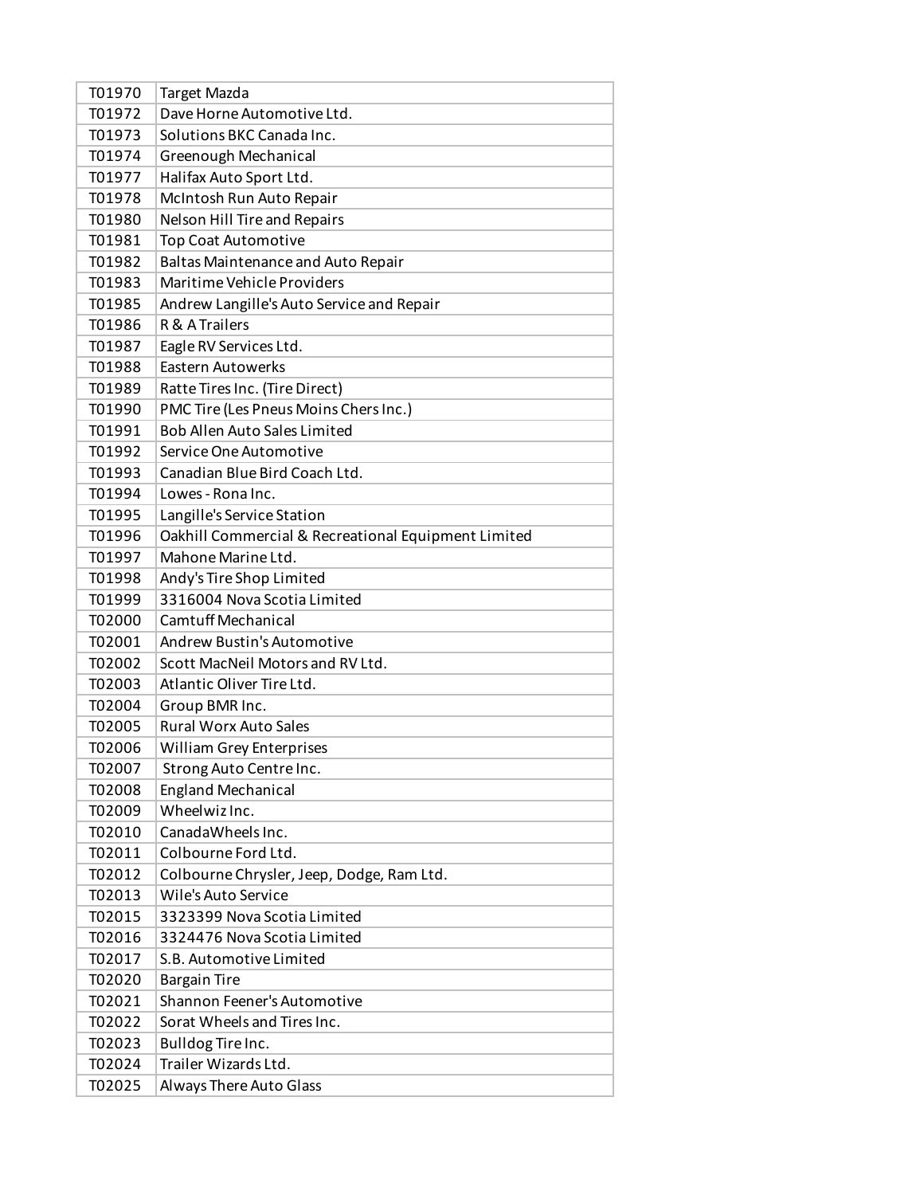| | |
|---|---|
| T01970 | Target Mazda |
| T01972 | Dave Horne Automotive Ltd. |
| T01973 | Solutions BKC Canada Inc. |
| T01974 | Greenough Mechanical |
| T01977 | Halifax Auto Sport Ltd. |
| T01978 | McIntosh Run Auto Repair |
| T01980 | Nelson Hill Tire and Repairs |
| T01981 | Top Coat Automotive |
| T01982 | Baltas Maintenance and Auto Repair |
| T01983 | Maritime Vehicle Providers |
| T01985 | Andrew Langille's Auto Service and Repair |
| T01986 | R & A Trailers |
| T01987 | Eagle RV Services Ltd. |
| T01988 | Eastern Autowerks |
| T01989 | Ratte Tires Inc. (Tire Direct) |
| T01990 | PMC Tire (Les Pneus Moins Chers Inc.) |
| T01991 | Bob Allen Auto Sales Limited |
| T01992 | Service One Automotive |
| T01993 | Canadian Blue Bird Coach Ltd. |
| T01994 | Lowes - Rona Inc. |
| T01995 | Langille's Service Station |
| T01996 | Oakhill Commercial & Recreational Equipment Limited |
| T01997 | Mahone Marine Ltd. |
| T01998 | Andy's Tire Shop Limited |
| T01999 | 3316004 Nova Scotia Limited |
| T02000 | Camtuff Mechanical |
| T02001 | Andrew Bustin's Automotive |
| T02002 | Scott MacNeil Motors and RV Ltd. |
| T02003 | Atlantic Oliver Tire Ltd. |
| T02004 | Group BMR Inc. |
| T02005 | Rural Worx Auto Sales |
| T02006 | William Grey Enterprises |
| T02007 | Strong Auto Centre Inc. |
| T02008 | England Mechanical |
| T02009 | Wheelwiz Inc. |
| T02010 | CanadaWheels Inc. |
| T02011 | Colbourne Ford Ltd. |
| T02012 | Colbourne Chrysler, Jeep, Dodge, Ram Ltd. |
| T02013 | Wile's Auto Service |
| T02015 | 3323399 Nova Scotia Limited |
| T02016 | 3324476 Nova Scotia Limited |
| T02017 | S.B. Automotive Limited |
| T02020 | Bargain Tire |
| T02021 | Shannon Feener's Automotive |
| T02022 | Sorat Wheels and Tires Inc. |
| T02023 | Bulldog Tire Inc. |
| T02024 | Trailer Wizards Ltd. |
| T02025 | Always There Auto Glass |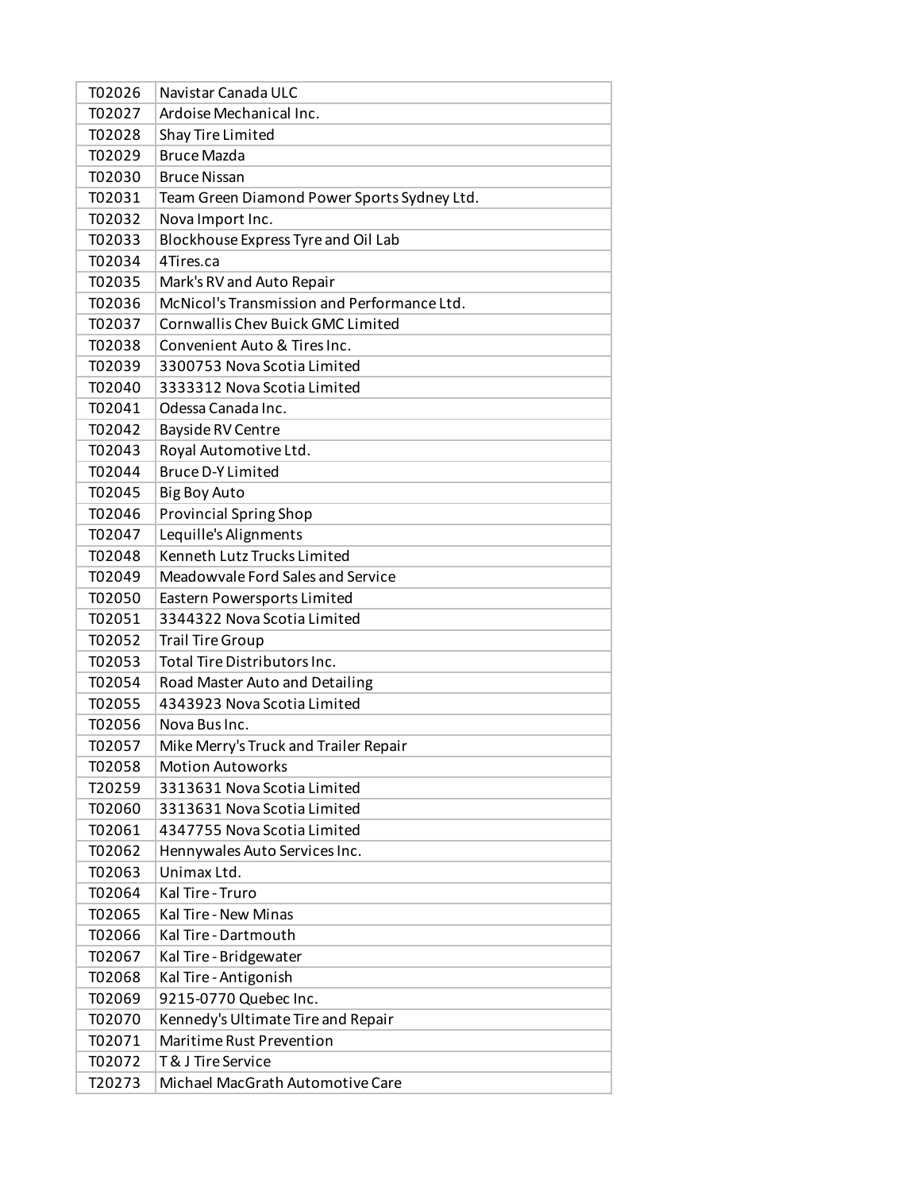| | |
|---|---|
| T02026 | Navistar Canada ULC |
| T02027 | Ardoise Mechanical Inc. |
| T02028 | Shay Tire Limited |
| T02029 | Bruce Mazda |
| T02030 | Bruce Nissan |
| T02031 | Team Green Diamond Power Sports Sydney Ltd. |
| T02032 | Nova Import Inc. |
| T02033 | Blockhouse Express Tyre and Oil Lab |
| T02034 | 4Tires.ca |
| T02035 | Mark's RV and Auto Repair |
| T02036 | McNicol's Transmission and Performance Ltd. |
| T02037 | Cornwallis Chev Buick GMC Limited |
| T02038 | Convenient Auto & Tires Inc. |
| T02039 | 3300753 Nova Scotia Limited |
| T02040 | 3333312 Nova Scotia Limited |
| T02041 | Odessa Canada Inc. |
| T02042 | Bayside RV Centre |
| T02043 | Royal Automotive Ltd. |
| T02044 | Bruce D-Y Limited |
| T02045 | Big Boy Auto |
| T02046 | Provincial Spring Shop |
| T02047 | Lequille's Alignments |
| T02048 | Kenneth Lutz Trucks Limited |
| T02049 | Meadowvale Ford Sales and Service |
| T02050 | Eastern Powersports Limited |
| T02051 | 3344322 Nova Scotia Limited |
| T02052 | Trail Tire Group |
| T02053 | Total Tire Distributors Inc. |
| T02054 | Road Master Auto and Detailing |
| T02055 | 4343923 Nova Scotia Limited |
| T02056 | Nova Bus Inc. |
| T02057 | Mike Merry's Truck and Trailer Repair |
| T02058 | Motion Autoworks |
| T20259 | 3313631 Nova Scotia Limited |
| T02060 | 3313631 Nova Scotia Limited |
| T02061 | 4347755 Nova Scotia Limited |
| T02062 | Hennywales Auto Services Inc. |
| T02063 | Unimax Ltd. |
| T02064 | Kal Tire - Truro |
| T02065 | Kal Tire - New Minas |
| T02066 | Kal Tire - Dartmouth |
| T02067 | Kal Tire - Bridgewater |
| T02068 | Kal Tire - Antigonish |
| T02069 | 9215-0770 Quebec Inc. |
| T02070 | Kennedy's Ultimate Tire and Repair |
| T02071 | Maritime Rust Prevention |
| T02072 | T & J Tire Service |
| T20273 | Michael MacGrath Automotive Care |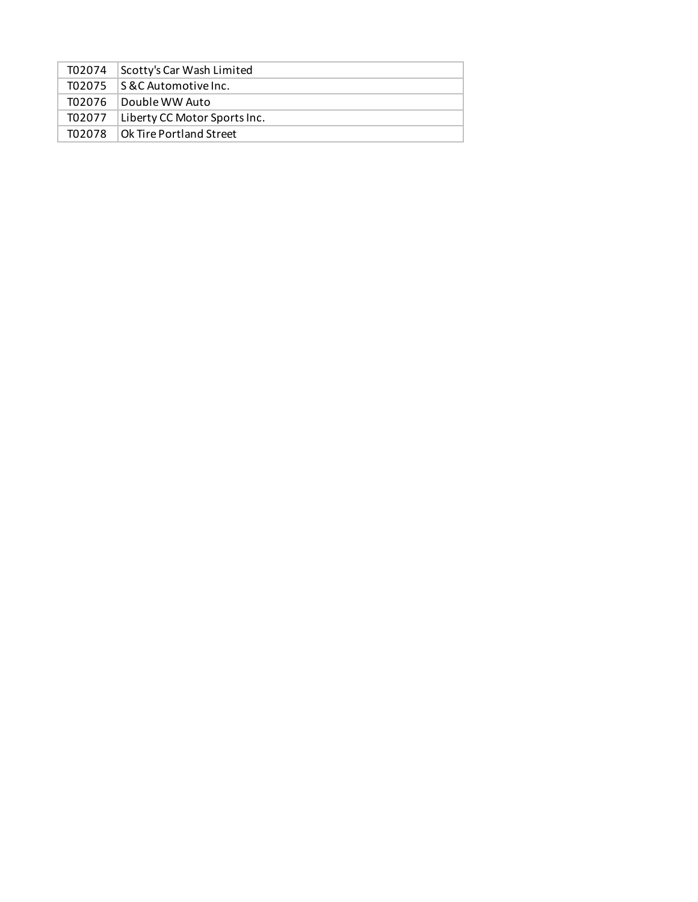| T02074 | Scotty's Car Wash Limited |
|---|---|
| T02075 | S &C Automotive Inc. |
| T02076 | Double WW Auto |
| T02077 | Liberty CC Motor Sports Inc. |
| T02078 | Ok Tire Portland Street |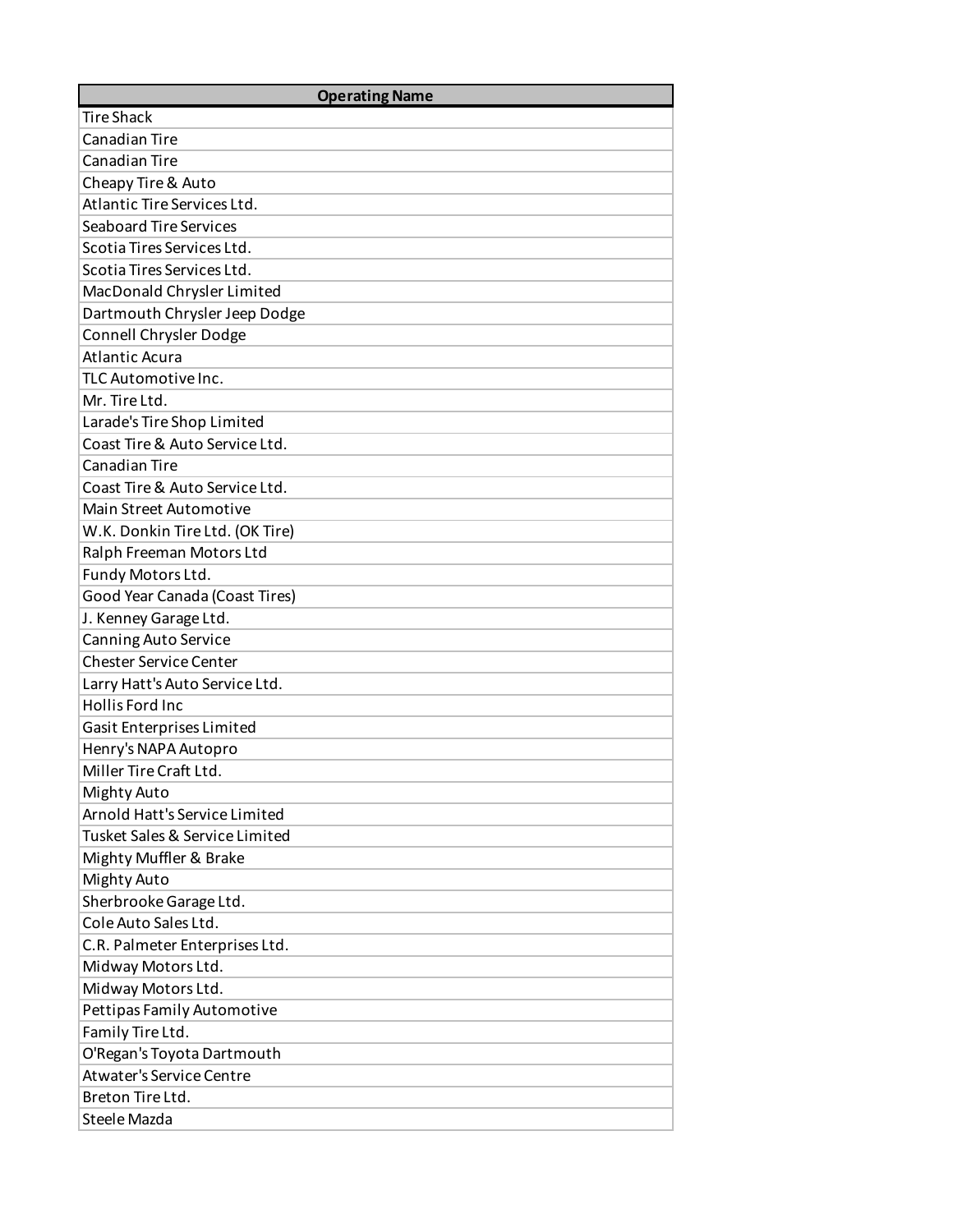| Operating Name |
|---|
| Tire Shack |
| Canadian Tire |
| Canadian Tire |
| Cheapy Tire & Auto |
| Atlantic Tire Services Ltd. |
| Seaboard Tire Services |
| Scotia Tires Services Ltd. |
| Scotia Tires Services Ltd. |
| MacDonald Chrysler Limited |
| Dartmouth Chrysler Jeep Dodge |
| Connell Chrysler Dodge |
| Atlantic Acura |
| TLC Automotive Inc. |
| Mr. Tire Ltd. |
| Larade's Tire Shop Limited |
| Coast Tire & Auto Service Ltd. |
| Canadian Tire |
| Coast Tire & Auto Service Ltd. |
| Main Street Automotive |
| W.K. Donkin Tire Ltd. (OK Tire) |
| Ralph Freeman Motors Ltd |
| Fundy Motors Ltd. |
| Good Year Canada (Coast Tires) |
| J. Kenney Garage Ltd. |
| Canning Auto Service |
| Chester Service Center |
| Larry Hatt's Auto Service Ltd. |
| Hollis Ford Inc |
| Gasit Enterprises Limited |
| Henry's NAPA Autopro |
| Miller Tire Craft Ltd. |
| Mighty Auto |
| Arnold Hatt's Service Limited |
| Tusket Sales & Service Limited |
| Mighty Muffler & Brake |
| Mighty Auto |
| Sherbrooke Garage Ltd. |
| Cole Auto Sales Ltd. |
| C.R. Palmeter Enterprises Ltd. |
| Midway Motors Ltd. |
| Midway Motors Ltd. |
| Pettipas Family Automotive |
| Family Tire Ltd. |
| O'Regan's Toyota Dartmouth |
| Atwater's Service Centre |
| Breton Tire Ltd. |
| Steele Mazda |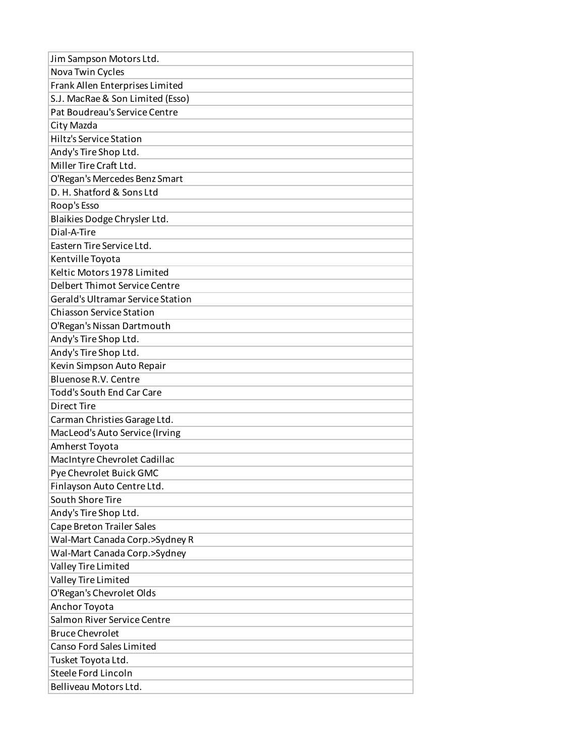| Jim Sampson Motors Ltd. |
|---|
| Nova Twin Cycles |
| Frank Allen Enterprises Limited |
| S.J. MacRae & Son Limited (Esso) |
| Pat Boudreau's Service Centre |
| City Mazda |
| Hiltz's Service Station |
| Andy's Tire Shop Ltd. |
| Miller Tire Craft Ltd. |
| O'Regan's Mercedes Benz Smart |
| D. H. Shatford & Sons Ltd |
| Roop's Esso |
| Blaikies Dodge Chrysler Ltd. |
| Dial-A-Tire |
| Eastern Tire Service Ltd. |
| Kentville Toyota |
| Keltic Motors 1978 Limited |
| Delbert Thimot Service Centre |
| Gerald's Ultramar Service Station |
| Chiasson Service Station |
| O'Regan's Nissan Dartmouth |
| Andy's Tire Shop Ltd. |
| Andy's Tire Shop Ltd. |
| Kevin Simpson Auto Repair |
| Bluenose R.V. Centre |
| Todd's South End Car Care |
| Direct Tire |
| Carman Christies Garage Ltd. |
| MacLeod's Auto Service (Irving |
| Amherst Toyota |
| MacIntyre Chevrolet Cadillac |
| Pye Chevrolet Buick GMC |
| Finlayson Auto Centre Ltd. |
| South Shore Tire |
| Andy's Tire Shop Ltd. |
| Cape Breton Trailer Sales |
| Wal-Mart Canada Corp.>Sydney R |
| Wal-Mart Canada Corp.>Sydney |
| Valley Tire Limited |
| Valley Tire Limited |
| O'Regan's Chevrolet Olds |
| Anchor Toyota |
| Salmon River Service Centre |
| Bruce Chevrolet |
| Canso Ford Sales Limited |
| Tusket Toyota Ltd. |
| Steele Ford Lincoln |
| Belliveau Motors Ltd. |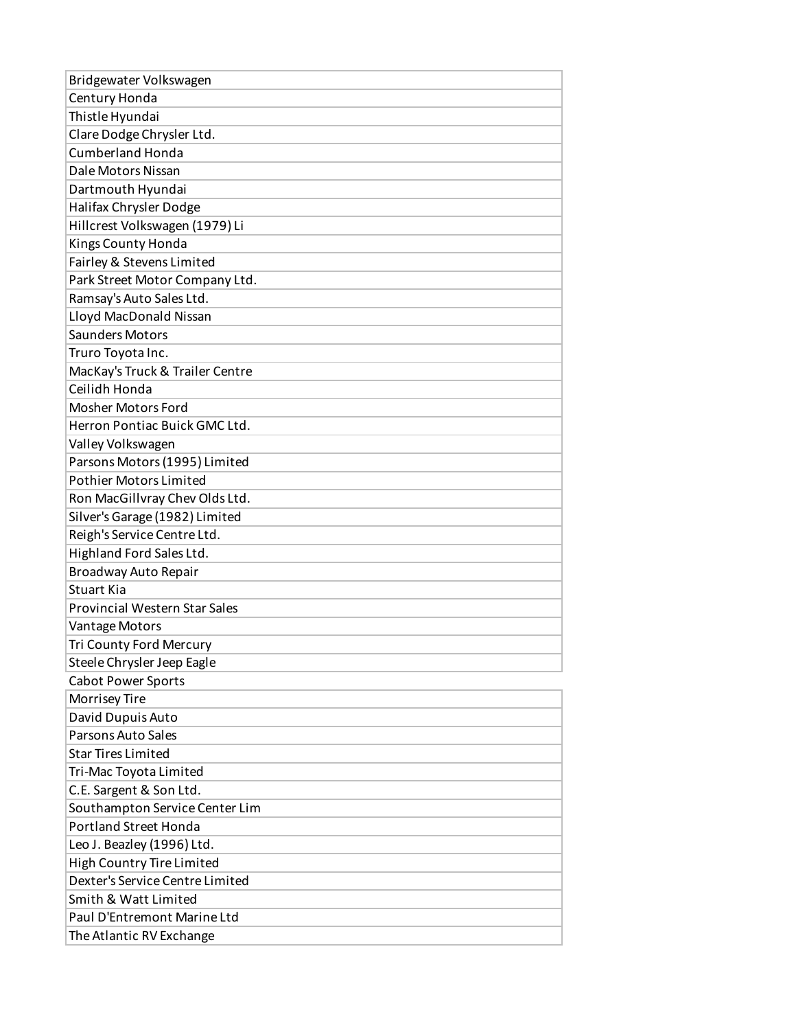| Bridgewater Volkswagen |
|---|
| Century Honda |
| Thistle Hyundai |
| Clare Dodge Chrysler Ltd. |
| Cumberland Honda |
| Dale Motors Nissan |
| Dartmouth Hyundai |
| Halifax Chrysler Dodge |
| Hillcrest Volkswagen (1979) Li |
| Kings County Honda |
| Fairley & Stevens Limited |
| Park Street Motor Company Ltd. |
| Ramsay's Auto Sales Ltd. |
| Lloyd MacDonald Nissan |
| Saunders Motors |
| Truro Toyota Inc. |
| MacKay's Truck & Trailer Centre |
| Ceilidh Honda |
| Mosher Motors Ford |
| Herron Pontiac Buick GMC Ltd. |
| Valley Volkswagen |
| Parsons Motors (1995) Limited |
| Pothier Motors Limited |
| Ron MacGillvray Chev Olds Ltd. |
| Silver's Garage (1982) Limited |
| Reigh's Service Centre Ltd. |
| Highland Ford Sales Ltd. |
| Broadway Auto Repair |
| Stuart Kia |
| Provincial Western Star Sales |
| Vantage Motors |
| Tri County Ford Mercury |
| Steele Chrysler Jeep Eagle |
| Cabot Power Sports |
| Morrisey Tire |
| David Dupuis Auto |
| Parsons Auto Sales |
| Star Tires Limited |
| Tri-Mac Toyota Limited |
| C.E. Sargent & Son Ltd. |
| Southampton Service Center Lim |
| Portland Street Honda |
| Leo J. Beazley (1996) Ltd. |
| High Country Tire Limited |
| Dexter's Service Centre Limited |
| Smith & Watt Limited |
| Paul D'Entremont Marine Ltd |
| The Atlantic RV Exchange |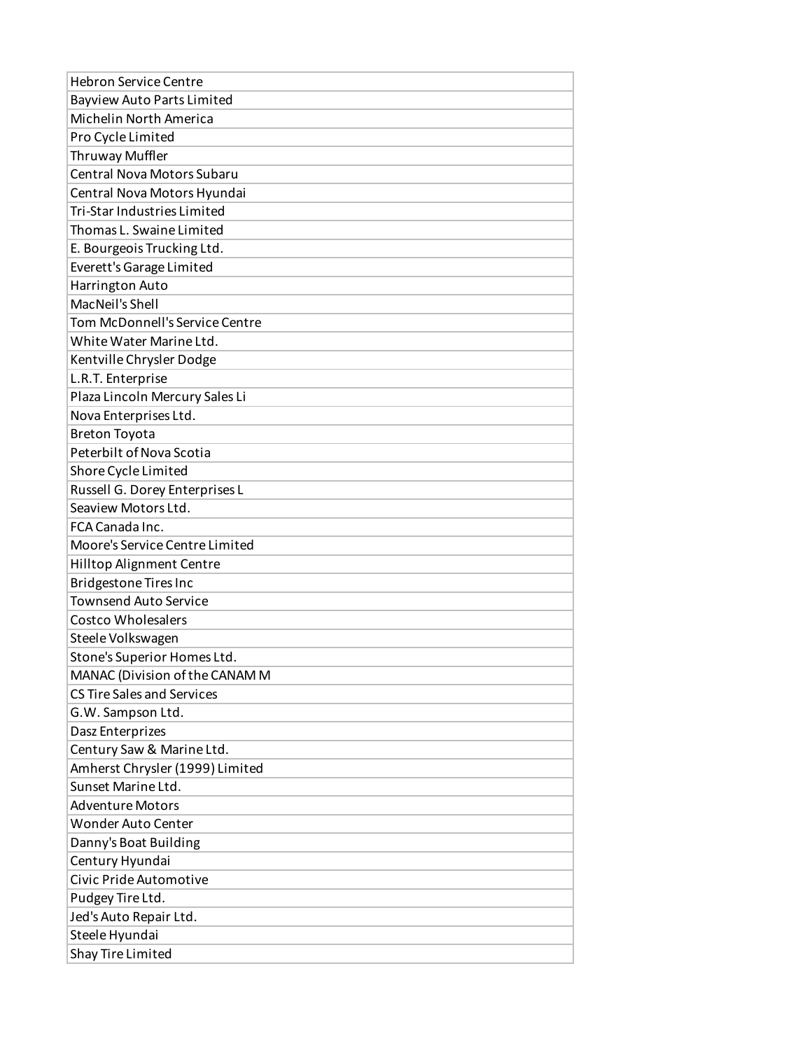| Hebron Service Centre |
|---|
| Bayview Auto Parts Limited |
| Michelin North America |
| Pro Cycle Limited |
| Thruway Muffler |
| Central Nova Motors Subaru |
| Central Nova Motors Hyundai |
| Tri-Star Industries Limited |
| Thomas L. Swaine Limited |
| E. Bourgeois Trucking Ltd. |
| Everett's Garage Limited |
| Harrington Auto |
| MacNeil's Shell |
| Tom McDonnell's Service Centre |
| White Water Marine Ltd. |
| Kentville Chrysler Dodge |
| L.R.T. Enterprise |
| Plaza Lincoln Mercury Sales Li |
| Nova Enterprises Ltd. |
| Breton Toyota |
| Peterbilt of Nova Scotia |
| Shore Cycle Limited |
| Russell G. Dorey Enterprises L |
| Seaview Motors Ltd. |
| FCA Canada Inc. |
| Moore's Service Centre Limited |
| Hilltop Alignment Centre |
| Bridgestone Tires Inc |
| Townsend Auto Service |
| Costco Wholesalers |
| Steele Volkswagen |
| Stone's Superior Homes Ltd. |
| MANAC (Division of the CANAM M |
| CS Tire Sales and Services |
| G.W. Sampson Ltd. |
| Dasz Enterprizes |
| Century Saw & Marine Ltd. |
| Amherst Chrysler (1999) Limited |
| Sunset Marine Ltd. |
| Adventure Motors |
| Wonder Auto Center |
| Danny's Boat Building |
| Century Hyundai |
| Civic Pride Automotive |
| Pudgey Tire Ltd. |
| Jed's Auto Repair Ltd. |
| Steele Hyundai |
| Shay Tire Limited |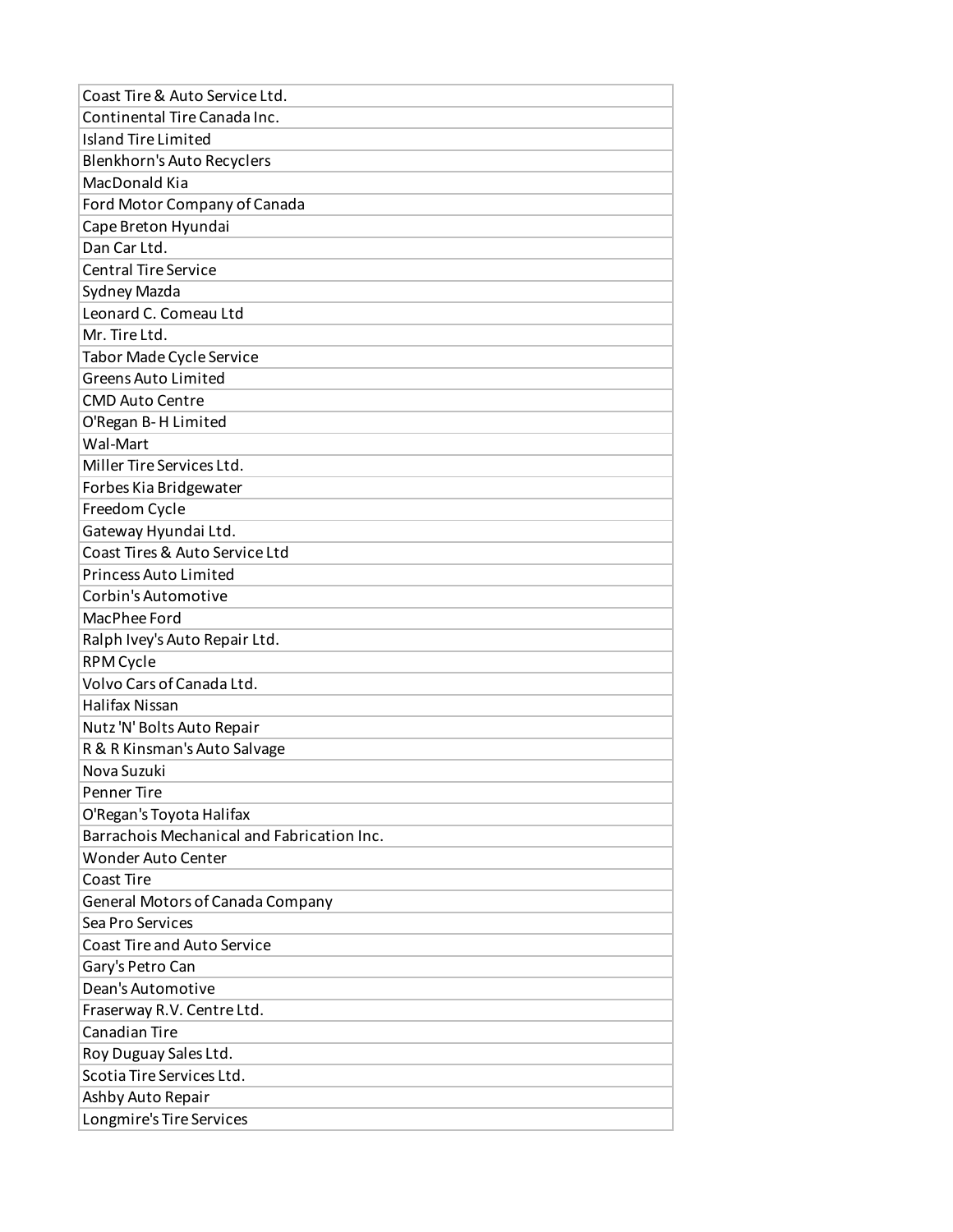| Coast Tire & Auto Service Ltd. |
|---|
| Continental Tire Canada Inc. |
| Island Tire Limited |
| Blenkhorn's Auto Recyclers |
| MacDonald Kia |
| Ford Motor Company of Canada |
| Cape Breton Hyundai |
| Dan Car Ltd. |
| Central Tire Service |
| Sydney Mazda |
| Leonard C. Comeau Ltd |
| Mr. Tire Ltd. |
| Tabor Made Cycle Service |
| Greens Auto Limited |
| CMD Auto Centre |
| O'Regan B- H Limited |
| Wal-Mart |
| Miller Tire Services Ltd. |
| Forbes Kia Bridgewater |
| Freedom Cycle |
| Gateway Hyundai Ltd. |
| Coast Tires & Auto Service Ltd |
| Princess Auto Limited |
| Corbin's Automotive |
| MacPhee Ford |
| Ralph Ivey's Auto Repair Ltd. |
| RPM Cycle |
| Volvo Cars of Canada Ltd. |
| Halifax Nissan |
| Nutz 'N' Bolts Auto Repair |
| R & R Kinsman's Auto Salvage |
| Nova Suzuki |
| Penner Tire |
| O'Regan's Toyota Halifax |
| Barrachois Mechanical and Fabrication Inc. |
| Wonder Auto Center |
| Coast Tire |
| General Motors of Canada Company |
| Sea Pro Services |
| Coast Tire and Auto Service |
| Gary's Petro Can |
| Dean's Automotive |
| Fraserway R.V. Centre Ltd. |
| Canadian Tire |
| Roy Duguay Sales Ltd. |
| Scotia Tire Services Ltd. |
| Ashby Auto Repair |
| Longmire's Tire Services |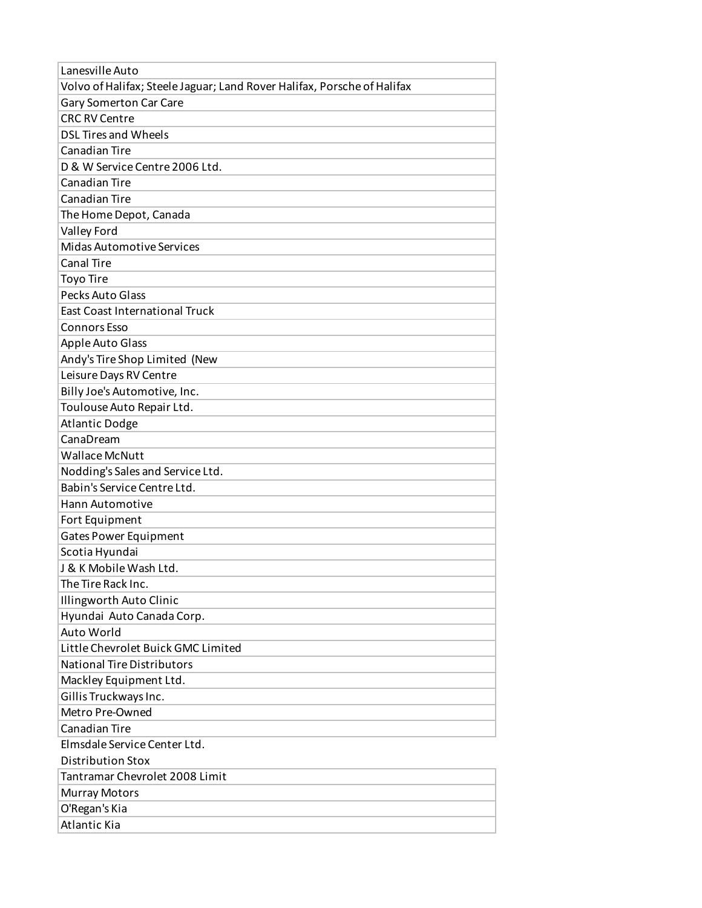| |
|---|
| Lanesville Auto |
| Volvo of Halifax; Steele Jaguar; Land Rover Halifax, Porsche of Halifax |
| Gary Somerton Car Care |
| CRC RV Centre |
| DSL Tires and Wheels |
| Canadian Tire |
| D & W Service Centre 2006 Ltd. |
| Canadian Tire |
| Canadian Tire |
| The Home Depot, Canada |
| Valley Ford |
| Midas Automotive Services |
| Canal Tire |
| Toyo Tire |
| Pecks Auto Glass |
| East Coast International Truck |
| Connors Esso |
| Apple Auto Glass |
| Andy's Tire Shop Limited (New |
| Leisure Days RV Centre |
| Billy Joe's Automotive, Inc. |
| Toulouse Auto Repair Ltd. |
| Atlantic Dodge |
| CanaDream |
| Wallace McNutt |
| Nodding's Sales and Service Ltd. |
| Babin's Service Centre Ltd. |
| Hann Automotive |
| Fort Equipment |
| Gates Power Equipment |
| Scotia Hyundai |
| J & K Mobile Wash Ltd. |
| The Tire Rack Inc. |
| Illingworth Auto Clinic |
| Hyundai Auto Canada Corp. |
| Auto World |
| Little Chevrolet Buick GMC Limited |
| National Tire Distributors |
| Mackley Equipment Ltd. |
| Gillis Truckways Inc. |
| Metro Pre-Owned |
| Canadian Tire |
| Elmsdale Service Center Ltd. |
| Distribution Stox |
| Tantramar Chevrolet 2008 Limit |
| Murray Motors |
| O'Regan's Kia |
| Atlantic Kia |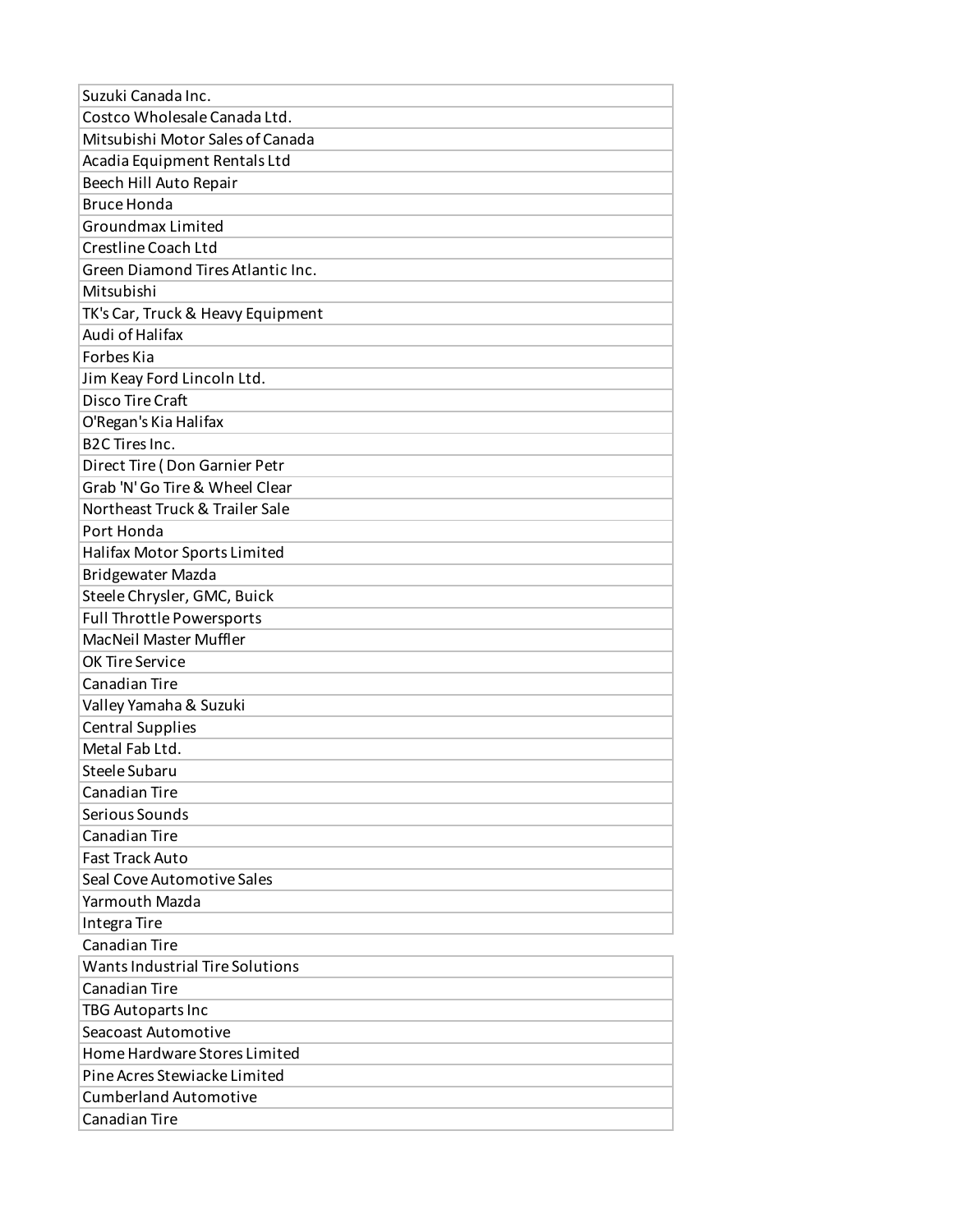| Suzuki Canada Inc. |
|---|
| Costco Wholesale Canada Ltd. |
| Mitsubishi Motor Sales of Canada |
| Acadia Equipment Rentals Ltd |
| Beech Hill Auto Repair |
| Bruce Honda |
| Groundmax Limited |
| Crestline Coach Ltd |
| Green Diamond Tires Atlantic Inc. |
| Mitsubishi |
| TK's Car, Truck & Heavy Equipment |
| Audi of Halifax |
| Forbes Kia |
| Jim Keay Ford Lincoln Ltd. |
| Disco Tire Craft |
| O'Regan's Kia Halifax |
| B2C Tires Inc. |
| Direct Tire ( Don Garnier Petr |
| Grab 'N' Go Tire & Wheel Clear |
| Northeast Truck & Trailer Sale |
| Port Honda |
| Halifax Motor Sports Limited |
| Bridgewater Mazda |
| Steele Chrysler, GMC, Buick |
| Full Throttle Powersports |
| MacNeil Master Muffler |
| OK Tire Service |
| Canadian Tire |
| Valley Yamaha & Suzuki |
| Central Supplies |
| Metal Fab Ltd. |
| Steele Subaru |
| Canadian Tire |
| Serious Sounds |
| Canadian Tire |
| Fast Track Auto |
| Seal Cove Automotive Sales |
| Yarmouth Mazda |
| Integra Tire |
| Canadian Tire |
| Wants Industrial Tire Solutions |
| Canadian Tire |
| TBG Autoparts Inc |
| Seacoast Automotive |
| Home Hardware Stores Limited |
| Pine Acres Stewiacke Limited |
| Cumberland Automotive |
| Canadian Tire |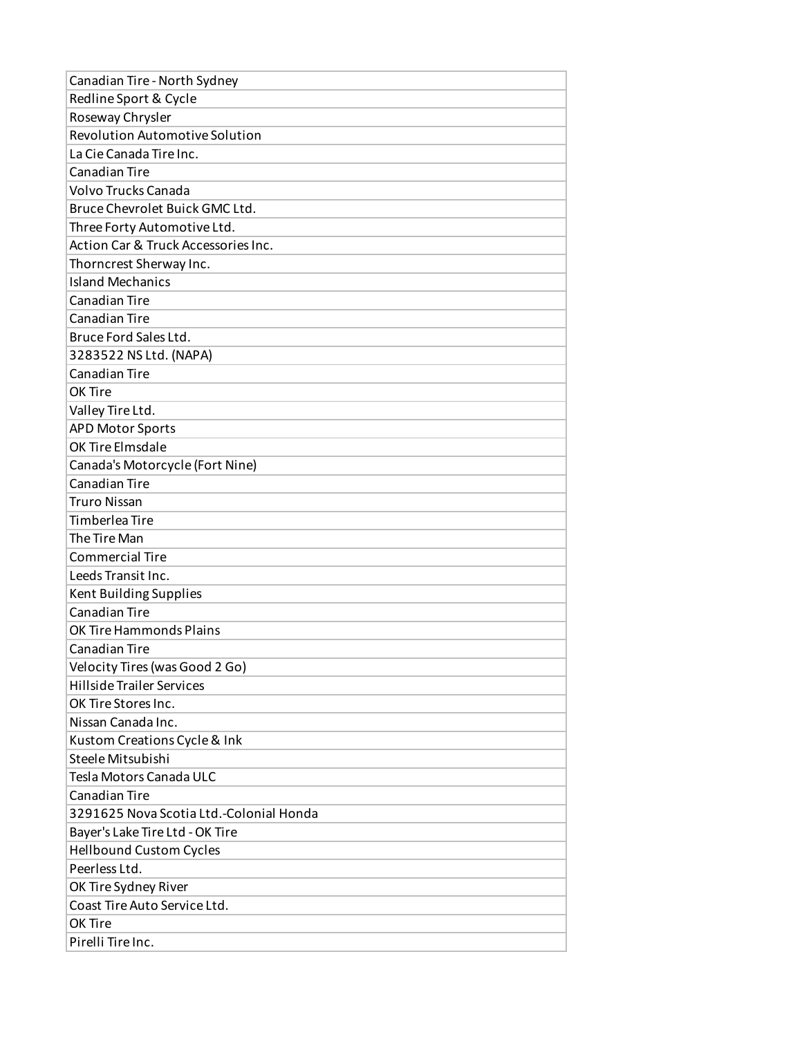| Canadian Tire - North Sydney |
|---|
| Redline Sport & Cycle |
| Roseway Chrysler |
| Revolution Automotive Solution |
| La Cie Canada Tire Inc. |
| Canadian Tire |
| Volvo Trucks Canada |
| Bruce Chevrolet Buick GMC Ltd. |
| Three Forty Automotive Ltd. |
| Action Car & Truck Accessories Inc. |
| Thorncrest Sherway Inc. |
| Island Mechanics |
| Canadian Tire |
| Canadian Tire |
| Bruce Ford Sales Ltd. |
| 3283522 NS Ltd. (NAPA) |
| Canadian Tire |
| OK Tire |
| Valley Tire Ltd. |
| APD Motor Sports |
| OK Tire Elmsdale |
| Canada's Motorcycle (Fort Nine) |
| Canadian Tire |
| Truro Nissan |
| Timberlea Tire |
| The Tire Man |
| Commercial Tire |
| Leeds Transit Inc. |
| Kent Building Supplies |
| Canadian Tire |
| OK Tire Hammonds Plains |
| Canadian Tire |
| Velocity Tires (was Good 2 Go) |
| Hillside Trailer Services |
| OK Tire Stores Inc. |
| Nissan Canada Inc. |
| Kustom Creations Cycle & Ink |
| Steele Mitsubishi |
| Tesla Motors Canada ULC |
| Canadian Tire |
| 3291625 Nova Scotia Ltd.-Colonial Honda |
| Bayer's Lake Tire Ltd - OK Tire |
| Hellbound Custom Cycles |
| Peerless Ltd. |
| OK Tire Sydney River |
| Coast Tire Auto Service Ltd. |
| OK Tire |
| Pirelli Tire Inc. |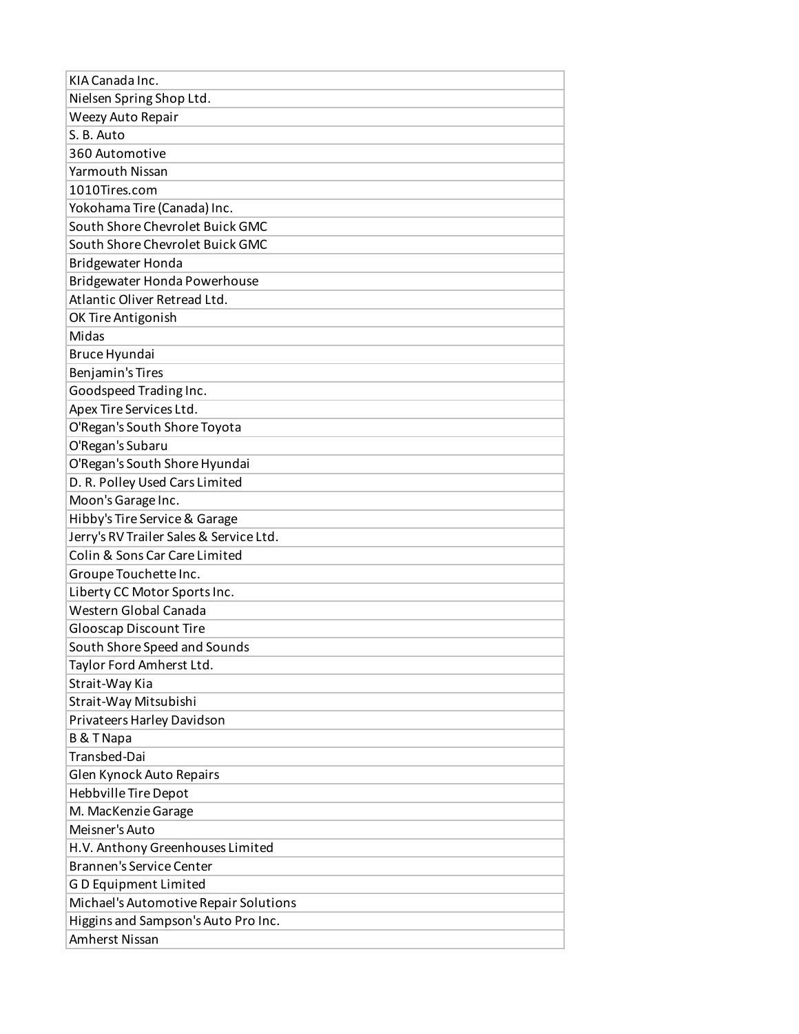| KIA Canada Inc. |
| --- |
| Nielsen Spring Shop Ltd. |
| Weezy Auto Repair |
| S. B. Auto |
| 360 Automotive |
| Yarmouth Nissan |
| 1010Tires.com |
| Yokohama Tire (Canada) Inc. |
| South Shore Chevrolet Buick GMC |
| South Shore Chevrolet Buick GMC |
| Bridgewater Honda |
| Bridgewater Honda Powerhouse |
| Atlantic Oliver Retread Ltd. |
| OK Tire Antigonish |
| Midas |
| Bruce Hyundai |
| Benjamin's Tires |
| Goodspeed Trading Inc. |
| Apex Tire Services Ltd. |
| O'Regan's South Shore Toyota |
| O'Regan's Subaru |
| O'Regan's South Shore Hyundai |
| D. R. Polley Used Cars Limited |
| Moon's Garage Inc. |
| Hibby's Tire Service & Garage |
| Jerry's RV Trailer Sales & Service Ltd. |
| Colin & Sons Car Care Limited |
| Groupe Touchette Inc. |
| Liberty CC Motor Sports Inc. |
| Western Global Canada |
| Glooscap Discount Tire |
| South Shore Speed and Sounds |
| Taylor Ford Amherst Ltd. |
| Strait-Way Kia |
| Strait-Way Mitsubishi |
| Privateers Harley Davidson |
| B & T Napa |
| Transbed-Dai |
| Glen Kynock Auto Repairs |
| Hebbville Tire Depot |
| M. MacKenzie Garage |
| Meisner's Auto |
| H.V. Anthony Greenhouses Limited |
| Brannen's Service Center |
| G D Equipment Limited |
| Michael's Automotive Repair Solutions |
| Higgins and Sampson's Auto Pro Inc. |
| Amherst Nissan |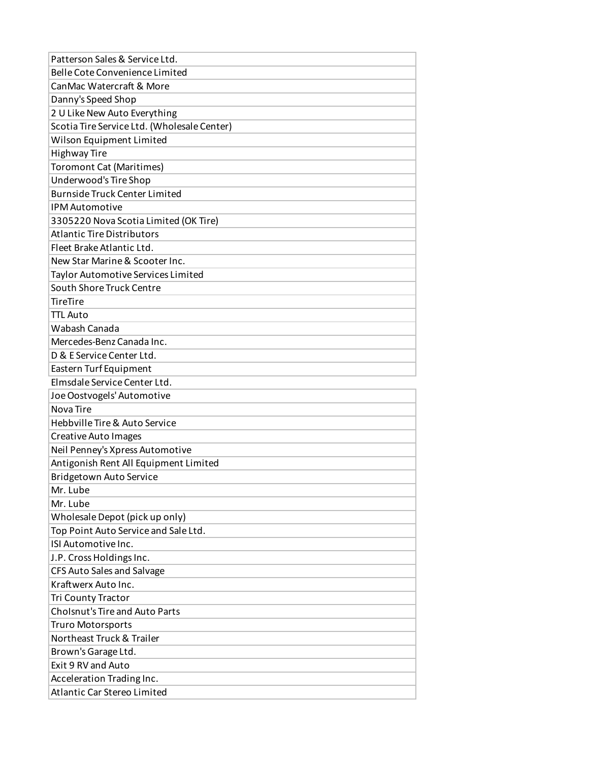| |
|---|
| Patterson Sales & Service Ltd. |
| Belle Cote Convenience Limited |
| CanMac Watercraft & More |
| Danny's Speed Shop |
| 2 U Like New Auto Everything |
| Scotia Tire Service Ltd. (Wholesale Center) |
| Wilson Equipment Limited |
| Highway Tire |
| Toromont Cat (Maritimes) |
| Underwood's Tire Shop |
| Burnside Truck Center Limited |
| IPM Automotive |
| 3305220 Nova Scotia Limited (OK Tire) |
| Atlantic Tire Distributors |
| Fleet Brake Atlantic Ltd. |
| New Star Marine & Scooter Inc. |
| Taylor Automotive Services Limited |
| South Shore Truck Centre |
| TireTire |
| TTL Auto |
| Wabash Canada |
| Mercedes-Benz Canada Inc. |
| D & E Service Center Ltd. |
| Eastern Turf Equipment |
| Elmsdale Service Center Ltd. |
| Joe Oostvogels' Automotive |
| Nova Tire |
| Hebbville Tire & Auto Service |
| Creative Auto Images |
| Neil Penney's Xpress Automotive |
| Antigonish Rent All Equipment Limited |
| Bridgetown Auto Service |
| Mr. Lube |
| Mr. Lube |
| Wholesale Depot (pick up only) |
| Top Point Auto Service and Sale Ltd. |
| ISI Automotive Inc. |
| J.P. Cross Holdings Inc. |
| CFS Auto Sales and Salvage |
| Kraftwerx Auto Inc. |
| Tri County Tractor |
| Cholsnut's Tire and Auto Parts |
| Truro Motorsports |
| Northeast Truck & Trailer |
| Brown's Garage Ltd. |
| Exit 9 RV and Auto |
| Acceleration Trading Inc. |
| Atlantic Car Stereo Limited |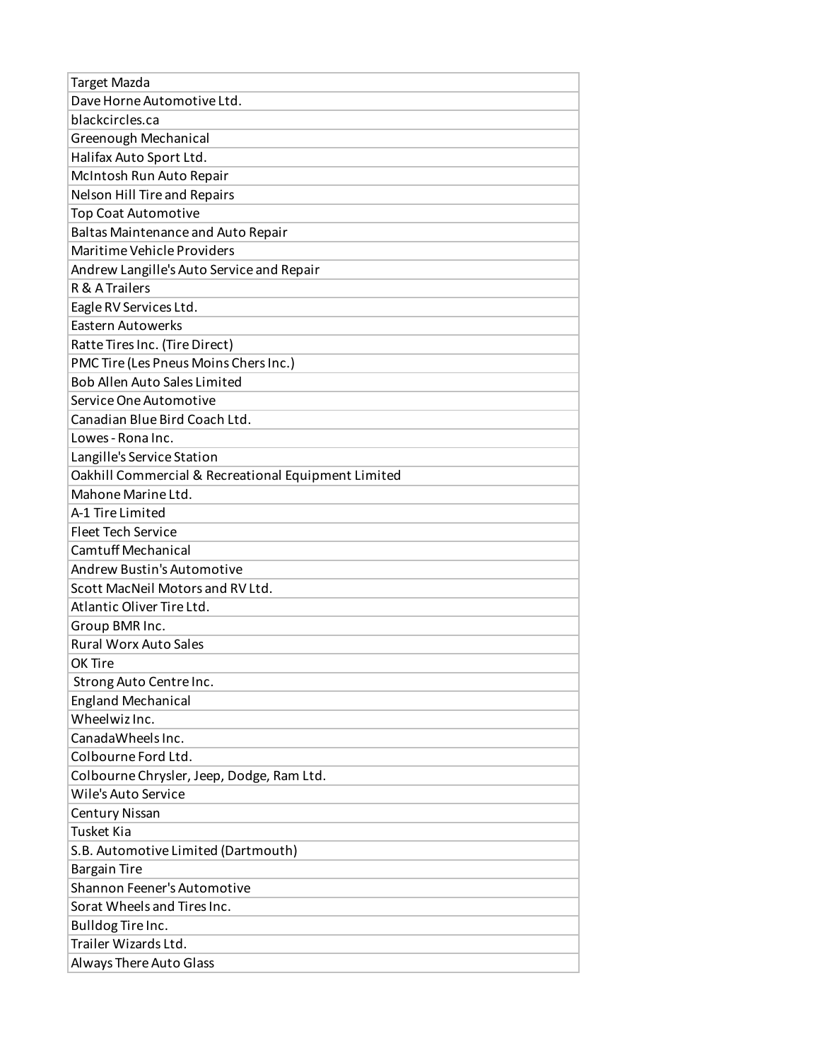| Target Mazda |
| --- |
| Dave Horne Automotive Ltd. |
| blackcircles.ca |
| Greenough Mechanical |
| Halifax Auto Sport Ltd. |
| McIntosh Run Auto Repair |
| Nelson Hill Tire and Repairs |
| Top Coat Automotive |
| Baltas Maintenance and Auto Repair |
| Maritime Vehicle Providers |
| Andrew Langille's Auto Service and Repair |
| R & A Trailers |
| Eagle RV Services Ltd. |
| Eastern Autowerks |
| Ratte Tires Inc. (Tire Direct) |
| PMC Tire (Les Pneus Moins Chers Inc.) |
| Bob Allen Auto Sales Limited |
| Service One Automotive |
| Canadian Blue Bird Coach Ltd. |
| Lowes - Rona Inc. |
| Langille's Service Station |
| Oakhill Commercial & Recreational Equipment Limited |
| Mahone Marine Ltd. |
| A-1 Tire Limited |
| Fleet Tech Service |
| Camtuff Mechanical |
| Andrew Bustin's Automotive |
| Scott MacNeil Motors and RV Ltd. |
| Atlantic Oliver Tire Ltd. |
| Group BMR Inc. |
| Rural Worx Auto Sales |
| OK Tire |
| Strong Auto Centre Inc. |
| England Mechanical |
| Wheelwiz Inc. |
| CanadaWheels Inc. |
| Colbourne Ford Ltd. |
| Colbourne Chrysler, Jeep, Dodge, Ram Ltd. |
| Wile's Auto Service |
| Century Nissan |
| Tusket Kia |
| S.B. Automotive Limited (Dartmouth) |
| Bargain Tire |
| Shannon Feener's Automotive |
| Sorat Wheels and Tires Inc. |
| Bulldog Tire Inc. |
| Trailer Wizards Ltd. |
| Always There Auto Glass |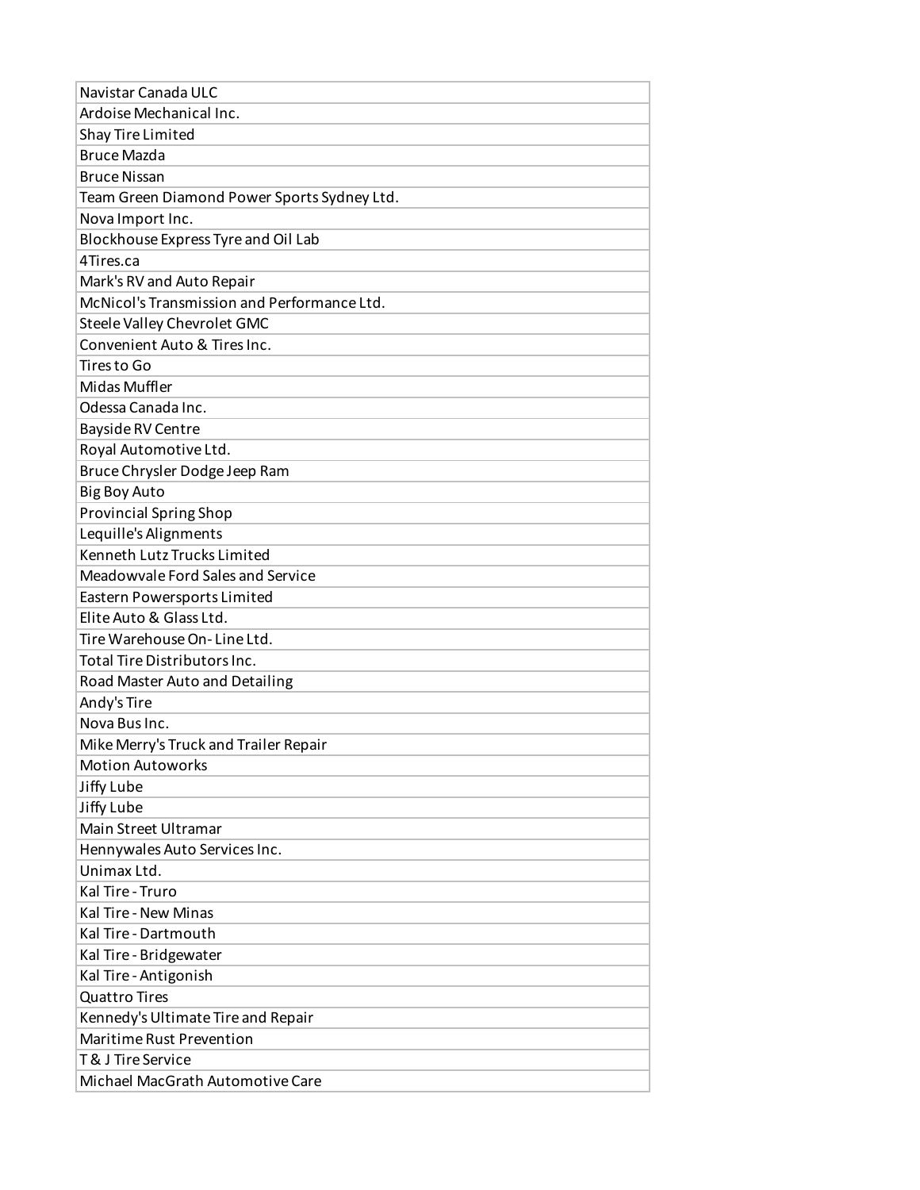| Navistar Canada ULC |
|---|
| Ardoise Mechanical Inc. |
| Shay Tire Limited |
| Bruce Mazda |
| Bruce Nissan |
| Team Green Diamond Power Sports Sydney Ltd. |
| Nova Import Inc. |
| Blockhouse Express Tyre and Oil Lab |
| 4Tires.ca |
| Mark's RV and Auto Repair |
| McNicol's Transmission and Performance Ltd. |
| Steele Valley Chevrolet GMC |
| Convenient Auto & Tires Inc. |
| Tires to Go |
| Midas Muffler |
| Odessa Canada Inc. |
| Bayside RV Centre |
| Royal Automotive Ltd. |
| Bruce Chrysler Dodge Jeep Ram |
| Big Boy Auto |
| Provincial Spring Shop |
| Lequille's Alignments |
| Kenneth Lutz Trucks Limited |
| Meadowvale Ford Sales and Service |
| Eastern Powersports Limited |
| Elite Auto & Glass Ltd. |
| Tire Warehouse On-Line Ltd. |
| Total Tire Distributors Inc. |
| Road Master Auto and Detailing |
| Andy's Tire |
| Nova Bus Inc. |
| Mike Merry's Truck and Trailer Repair |
| Motion Autoworks |
| Jiffy Lube |
| Jiffy Lube |
| Main Street Ultramar |
| Hennywales Auto Services Inc. |
| Unimax Ltd. |
| Kal Tire - Truro |
| Kal Tire - New Minas |
| Kal Tire - Dartmouth |
| Kal Tire - Bridgewater |
| Kal Tire - Antigonish |
| Quattro Tires |
| Kennedy's Ultimate Tire and Repair |
| Maritime Rust Prevention |
| T & J Tire Service |
| Michael MacGrath Automotive Care |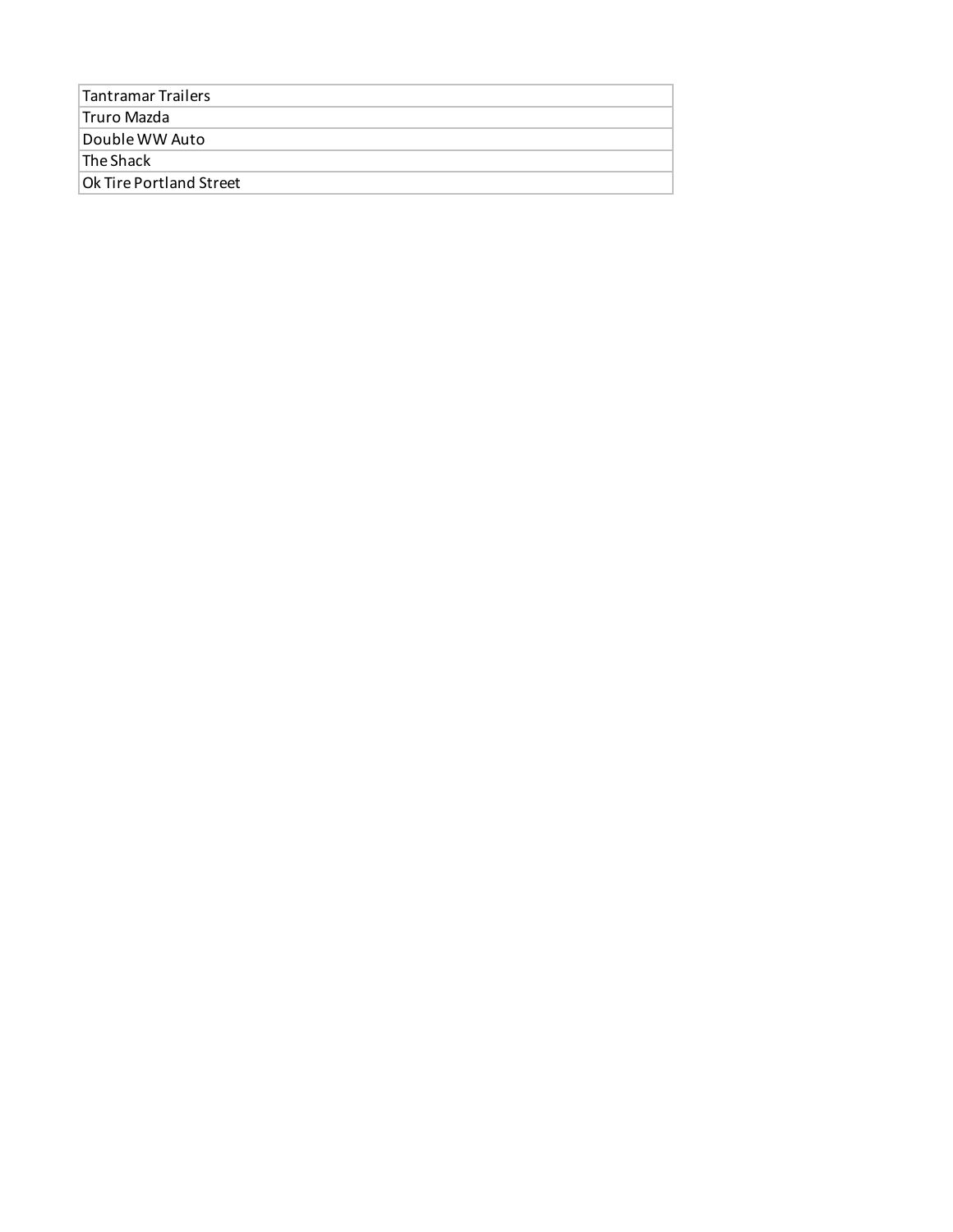| |
|---|
| Tantramar Trailers |
| Truro Mazda |
| Double WW Auto |
| The Shack |
| Ok Tire Portland Street |